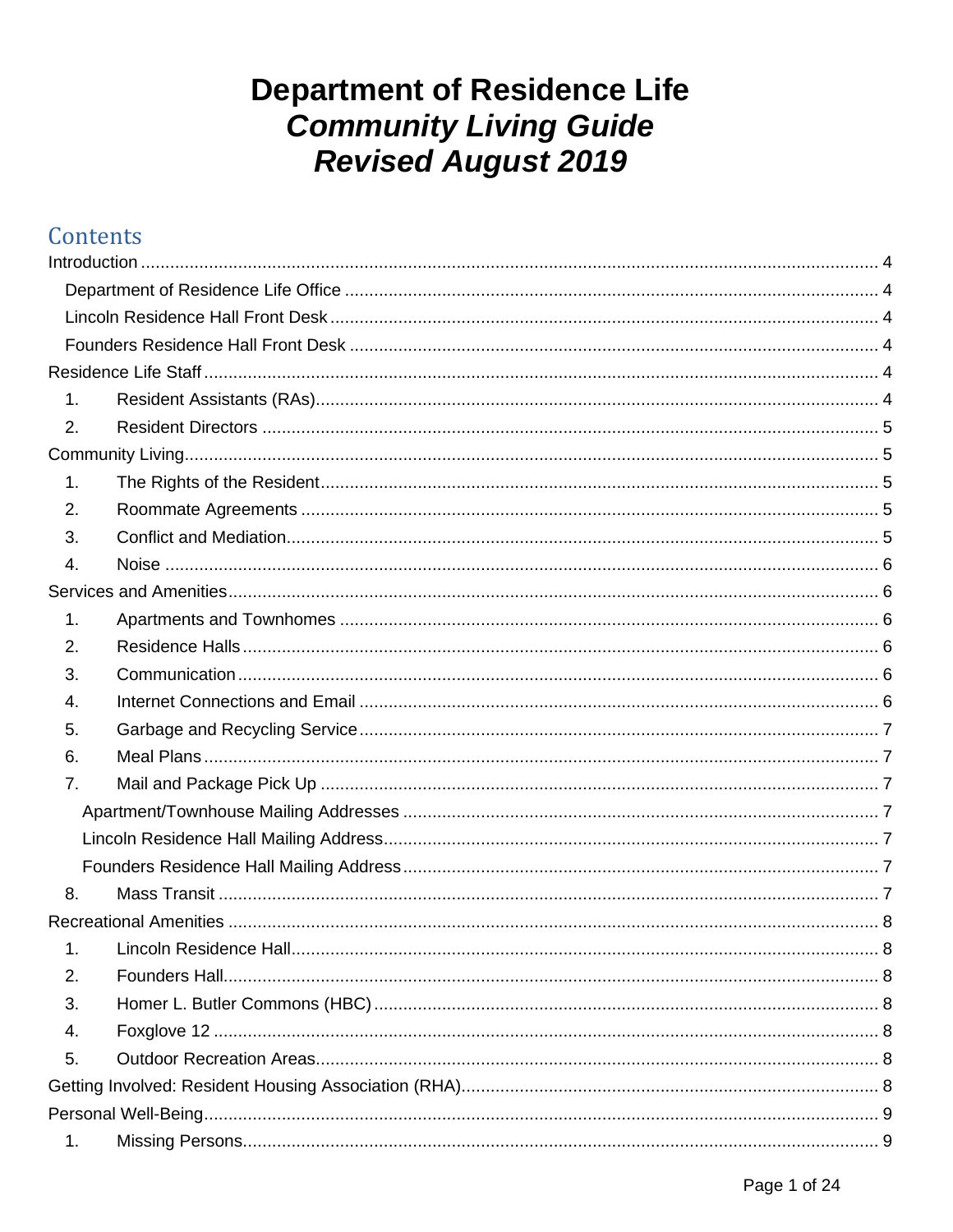# Department of Residence Life
## *Community Living Guide*
## *Revised August 2019*

## Contents

Introduction ..... 4
- Department of Residence Life Office ..... 4
- Lincoln Residence Hall Front Desk ..... 4
- Founders Residence Hall Front Desk ..... 4

Residence Life Staff ..... 4
1. Resident Assistants (RAs) ..... 4
2. Resident Directors ..... 5

Community Living ..... 5
1. The Rights of the Resident ..... 5
2. Roommate Agreements ..... 5
3. Conflict and Mediation ..... 5
4. Noise ..... 6

Services and Amenities ..... 6
1. Apartments and Townhomes ..... 6
2. Residence Halls ..... 6
3. Communication ..... 6
4. Internet Connections and Email ..... 6
5. Garbage and Recycling Service ..... 7
6. Meal Plans ..... 7
7. Mail and Package Pick Up ..... 7
   - Apartment/Townhouse Mailing Addresses ..... 7
   - Lincoln Residence Hall Mailing Address ..... 7
   - Founders Residence Hall Mailing Address ..... 7
8. Mass Transit ..... 7

Recreational Amenities ..... 8
1. Lincoln Residence Hall ..... 8
2. Founders Hall ..... 8
3. Homer L. Butler Commons (HBC) ..... 8
4. Foxglove 12 ..... 8
5. Outdoor Recreation Areas ..... 8

Getting Involved: Resident Housing Association (RHA) ..... 8

Personal Well-Being ..... 9
1. Missing Persons ..... 9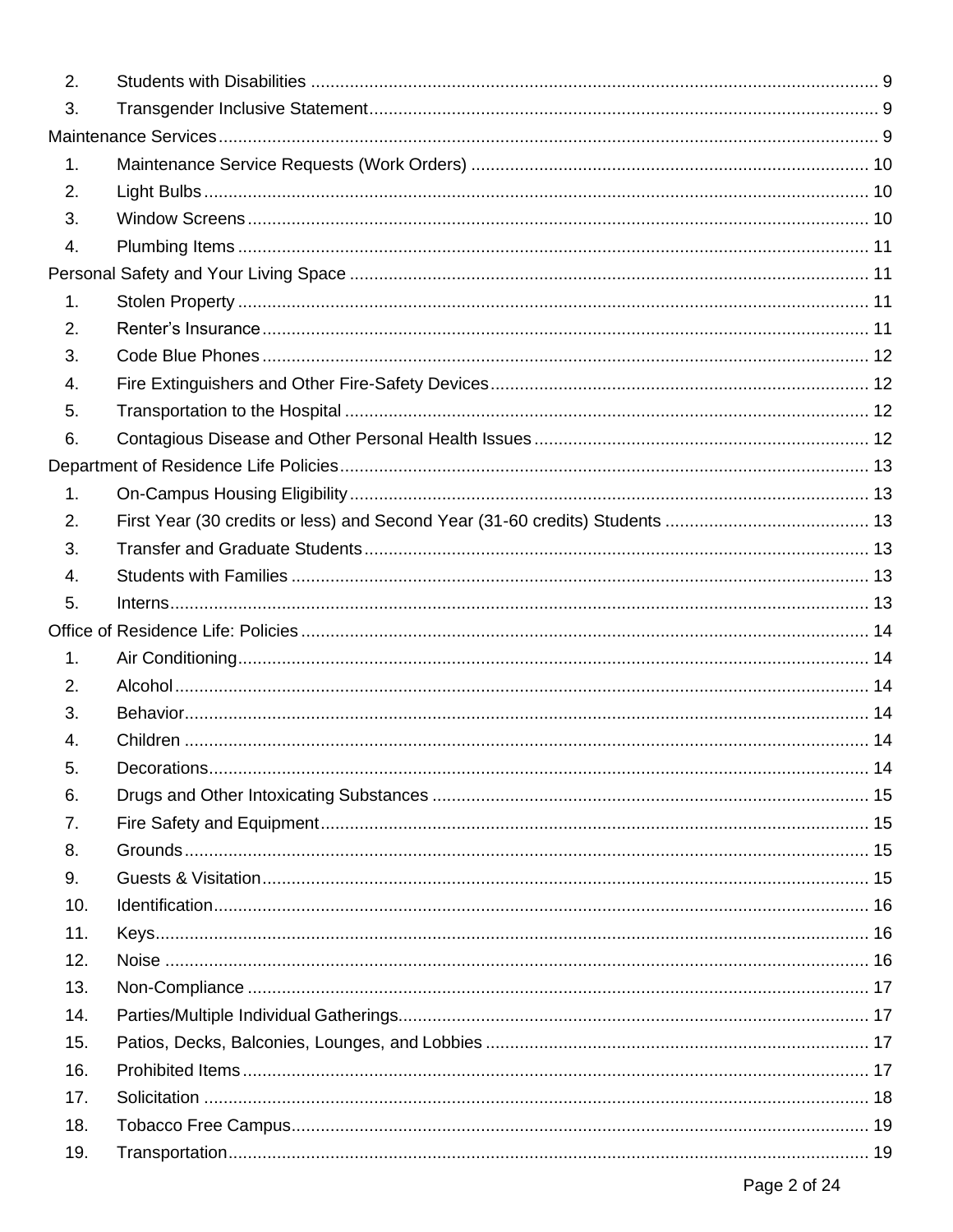2. Students with Disabilities ... 9
3. Transgender Inclusive Statement ... 9

Maintenance Services ... 9

1. Maintenance Service Requests (Work Orders) ... 10
2. Light Bulbs ... 10
3. Window Screens ... 10
4. Plumbing Items ... 11

Personal Safety and Your Living Space ... 11

1. Stolen Property ... 11
2. Renter's Insurance ... 11
3. Code Blue Phones ... 12
4. Fire Extinguishers and Other Fire-Safety Devices ... 12
5. Transportation to the Hospital ... 12
6. Contagious Disease and Other Personal Health Issues ... 12

Department of Residence Life Policies ... 13

1. On-Campus Housing Eligibility ... 13
2. First Year (30 credits or less) and Second Year (31-60 credits) Students ... 13
3. Transfer and Graduate Students ... 13
4. Students with Families ... 13
5. Interns ... 13

Office of Residence Life: Policies ... 14

1. Air Conditioning ... 14
2. Alcohol ... 14
3. Behavior ... 14
4. Children ... 14
5. Decorations ... 14
6. Drugs and Other Intoxicating Substances ... 15
7. Fire Safety and Equipment ... 15
8. Grounds ... 15
9. Guests & Visitation ... 15
10. Identification ... 16
11. Keys ... 16
12. Noise ... 16
13. Non-Compliance ... 17
14. Parties/Multiple Individual Gatherings ... 17
15. Patios, Decks, Balconies, Lounges, and Lobbies ... 17
16. Prohibited Items ... 17
17. Solicitation ... 18
18. Tobacco Free Campus ... 19
19. Transportation ... 19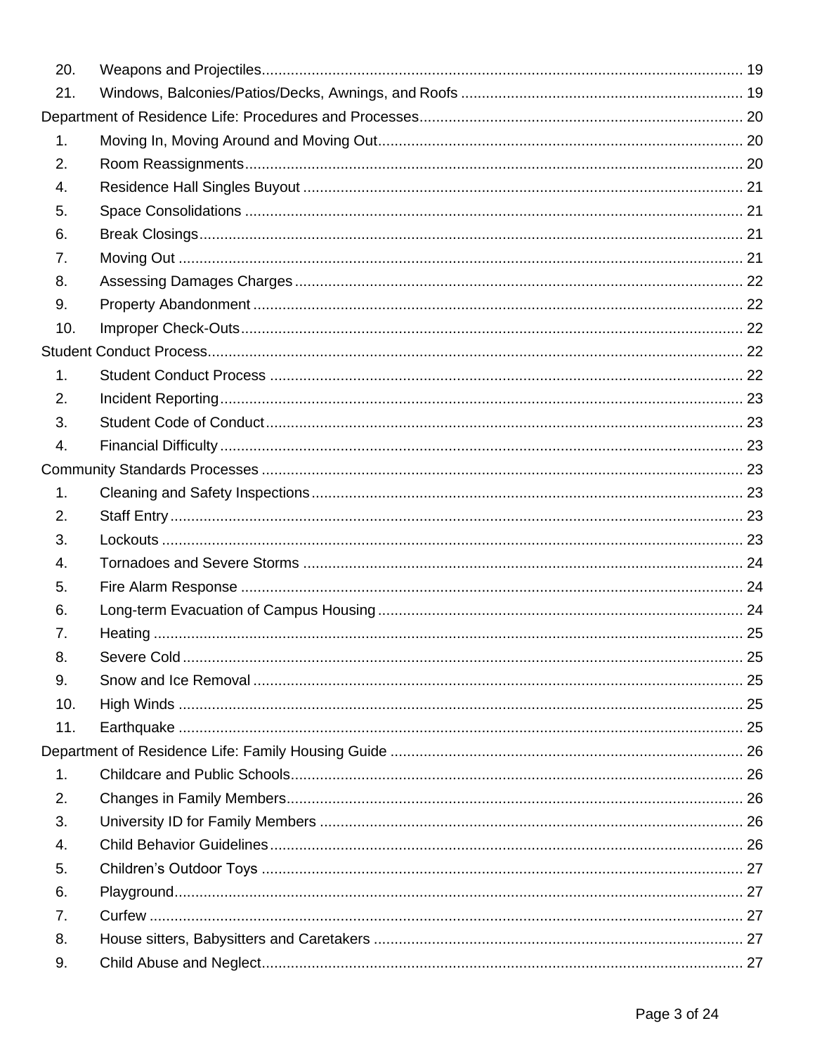| | | |
|---|---|---|
| 20. | Weapons and Projectiles | 19 |
| 21. | Windows, Balconies/Patios/Decks, Awnings, and Roofs | 19 |
| Department of Residence Life: Procedures and Processes | | 20 |
| 1. | Moving In, Moving Around and Moving Out | 20 |
| 2. | Room Reassignments | 20 |
| 4. | Residence Hall Singles Buyout | 21 |
| 5. | Space Consolidations | 21 |
| 6. | Break Closings | 21 |
| 7. | Moving Out | 21 |
| 8. | Assessing Damages Charges | 22 |
| 9. | Property Abandonment | 22 |
| 10. | Improper Check-Outs | 22 |
| Student Conduct Process | | 22 |
| 1. | Student Conduct Process | 22 |
| 2. | Incident Reporting | 23 |
| 3. | Student Code of Conduct | 23 |
| 4. | Financial Difficulty | 23 |
| Community Standards Processes | | 23 |
| 1. | Cleaning and Safety Inspections | 23 |
| 2. | Staff Entry | 23 |
| 3. | Lockouts | 23 |
| 4. | Tornadoes and Severe Storms | 24 |
| 5. | Fire Alarm Response | 24 |
| 6. | Long-term Evacuation of Campus Housing | 24 |
| 7. | Heating | 25 |
| 8. | Severe Cold | 25 |
| 9. | Snow and Ice Removal | 25 |
| 10. | High Winds | 25 |
| 11. | Earthquake | 25 |
| Department of Residence Life: Family Housing Guide | | 26 |
| 1. | Childcare and Public Schools | 26 |
| 2. | Changes in Family Members | 26 |
| 3. | University ID for Family Members | 26 |
| 4. | Child Behavior Guidelines | 26 |
| 5. | Children's Outdoor Toys | 27 |
| 6. | Playground | 27 |
| 7. | Curfew | 27 |
| 8. | House sitters, Babysitters and Caretakers | 27 |
| 9. | Child Abuse and Neglect | 27 |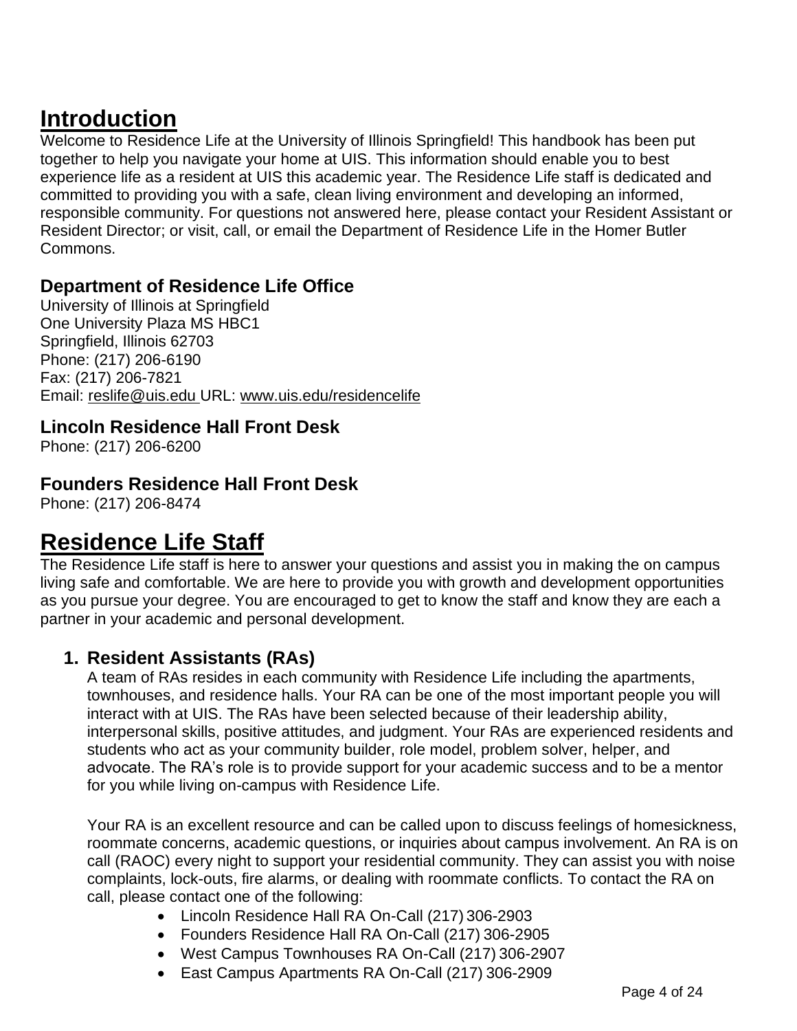# Introduction

Welcome to Residence Life at the University of Illinois Springfield! This handbook has been put together to help you navigate your home at UIS. This information should enable you to best experience life as a resident at UIS this academic year. The Residence Life staff is dedicated and committed to providing you with a safe, clean living environment and developing an informed, responsible community. For questions not answered here, please contact your Resident Assistant or Resident Director; or visit, call, or email the Department of Residence Life in the Homer Butler Commons.

### Department of Residence Life Office

University of Illinois at Springfield
One University Plaza MS HBC1
Springfield, Illinois 62703
Phone: (217) 206-6190
Fax: (217) 206-7821
Email: reslife@uis.edu URL: www.uis.edu/residencelife

### Lincoln Residence Hall Front Desk

Phone: (217) 206-6200

### Founders Residence Hall Front Desk

Phone: (217) 206-8474

# Residence Life Staff

The Residence Life staff is here to answer your questions and assist you in making the on campus living safe and comfortable. We are here to provide you with growth and development opportunities as you pursue your degree. You are encouraged to get to know the staff and know they are each a partner in your academic and personal development.

### 1. Resident Assistants (RAs)

A team of RAs resides in each community with Residence Life including the apartments, townhouses, and residence halls. Your RA can be one of the most important people you will interact with at UIS. The RAs have been selected because of their leadership ability, interpersonal skills, positive attitudes, and judgment. Your RAs are experienced residents and students who act as your community builder, role model, problem solver, helper, and advocate. The RA's role is to provide support for your academic success and to be a mentor for you while living on-campus with Residence Life.

Your RA is an excellent resource and can be called upon to discuss feelings of homesickness, roommate concerns, academic questions, or inquiries about campus involvement. An RA is on call (RAOC) every night to support your residential community. They can assist you with noise complaints, lock-outs, fire alarms, or dealing with roommate conflicts. To contact the RA on call, please contact one of the following:

- Lincoln Residence Hall RA On-Call (217) 306-2903
- Founders Residence Hall RA On-Call (217) 306-2905
- West Campus Townhouses RA On-Call (217) 306-2907
- East Campus Apartments RA On-Call (217) 306-2909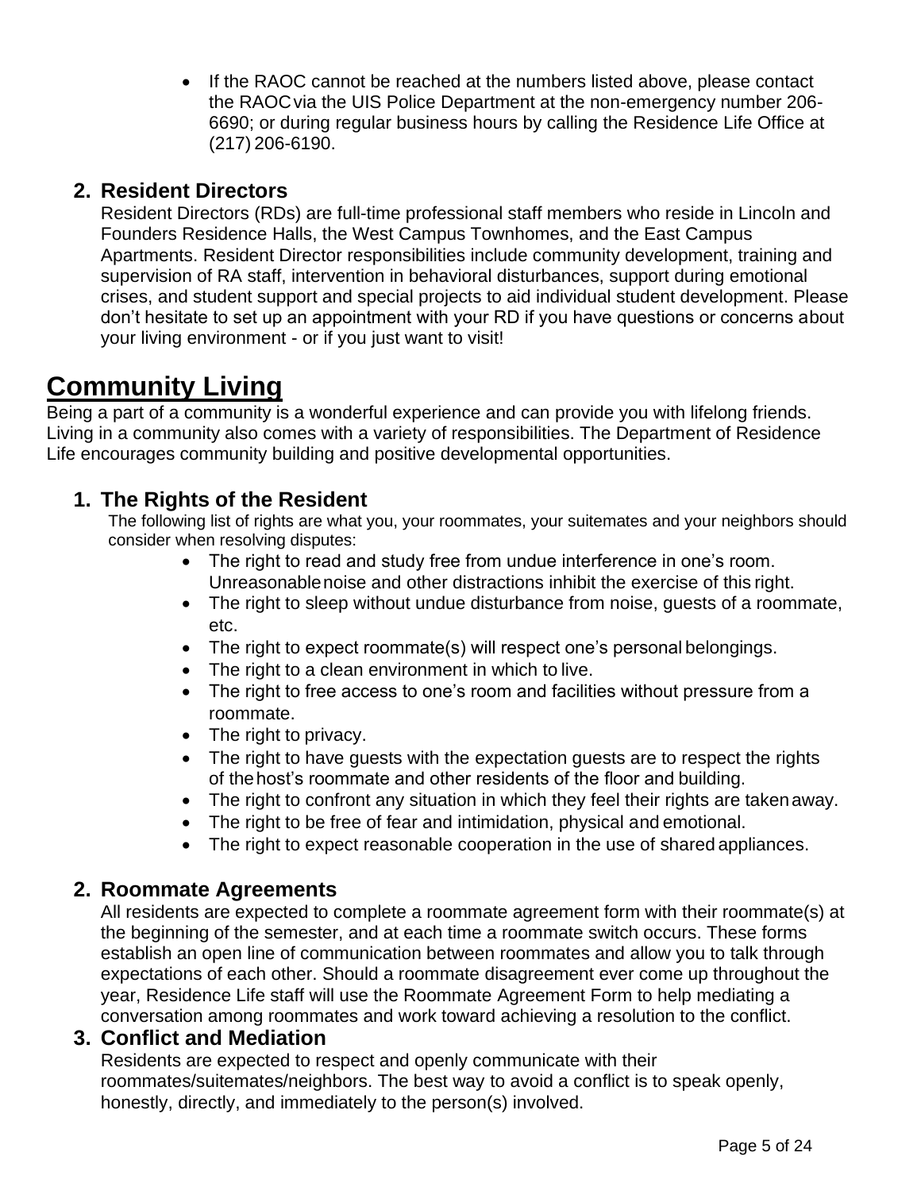- If the RAOC cannot be reached at the numbers listed above, please contact the RAOC via the UIS Police Department at the non-emergency number 206-6690; or during regular business hours by calling the Residence Life Office at (217) 206-6190.

### 2. Resident Directors

Resident Directors (RDs) are full-time professional staff members who reside in Lincoln and Founders Residence Halls, the West Campus Townhomes, and the East Campus Apartments. Resident Director responsibilities include community development, training and supervision of RA staff, intervention in behavioral disturbances, support during emotional crises, and student support and special projects to aid individual student development. Please don't hesitate to set up an appointment with your RD if you have questions or concerns about your living environment - or if you just want to visit!

# Community Living

Being a part of a community is a wonderful experience and can provide you with lifelong friends. Living in a community also comes with a variety of responsibilities. The Department of Residence Life encourages community building and positive developmental opportunities.

### 1. The Rights of the Resident

The following list of rights are what you, your roommates, your suitemates and your neighbors should consider when resolving disputes:

- The right to read and study free from undue interference in one's room. Unreasonable noise and other distractions inhibit the exercise of this right.
- The right to sleep without undue disturbance from noise, guests of a roommate, etc.
- The right to expect roommate(s) will respect one's personal belongings.
- The right to a clean environment in which to live.
- The right to free access to one's room and facilities without pressure from a roommate.
- The right to privacy.
- The right to have guests with the expectation guests are to respect the rights of the host's roommate and other residents of the floor and building.
- The right to confront any situation in which they feel their rights are taken away.
- The right to be free of fear and intimidation, physical and emotional.
- The right to expect reasonable cooperation in the use of shared appliances.

### 2. Roommate Agreements

All residents are expected to complete a roommate agreement form with their roommate(s) at the beginning of the semester, and at each time a roommate switch occurs. These forms establish an open line of communication between roommates and allow you to talk through expectations of each other. Should a roommate disagreement ever come up throughout the year, Residence Life staff will use the Roommate Agreement Form to help mediating a conversation among roommates and work toward achieving a resolution to the conflict.

### 3. Conflict and Mediation

Residents are expected to respect and openly communicate with their roommates/suitemates/neighbors. The best way to avoid a conflict is to speak openly, honestly, directly, and immediately to the person(s) involved.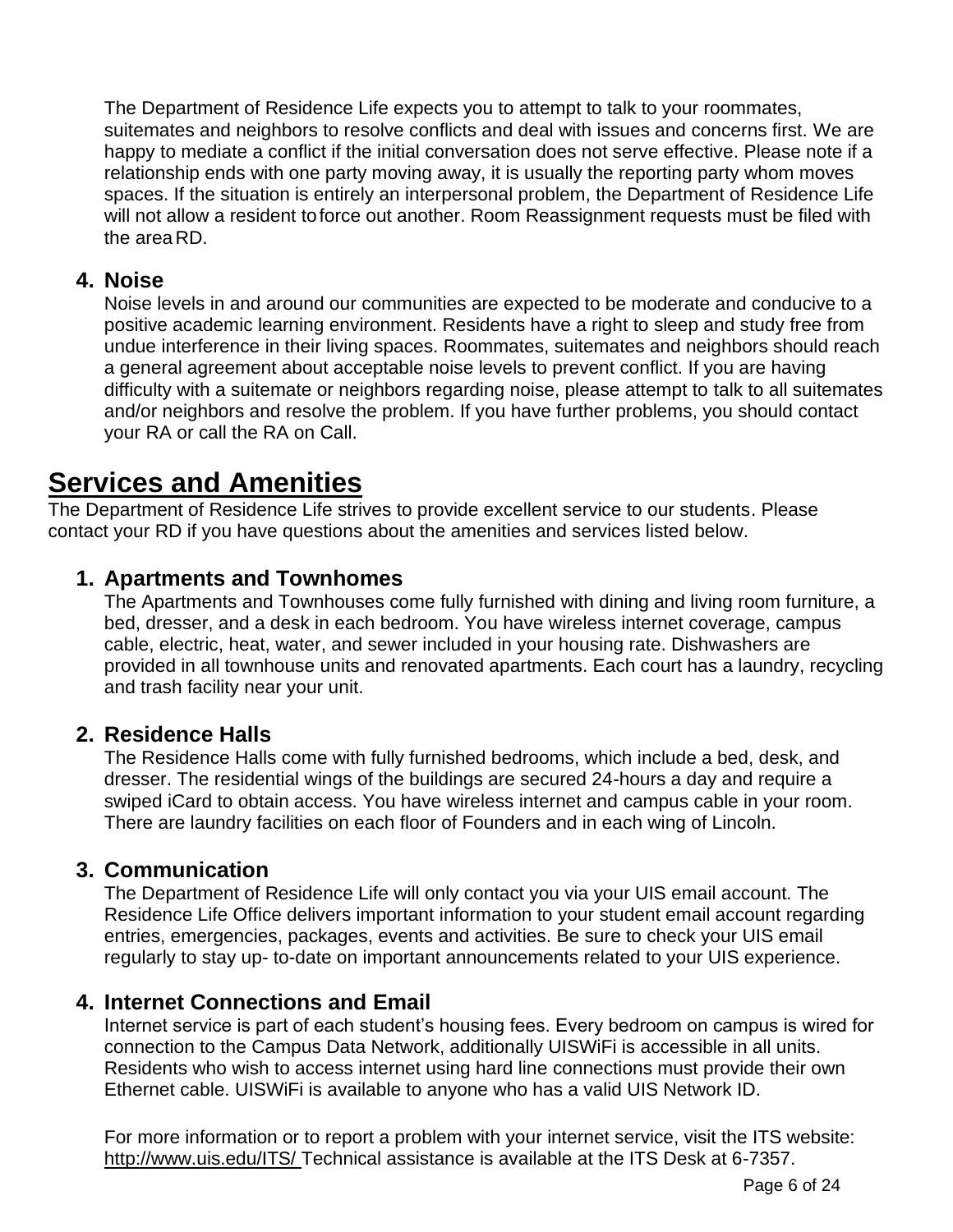The Department of Residence Life expects you to attempt to talk to your roommates, suitemates and neighbors to resolve conflicts and deal with issues and concerns first. We are happy to mediate a conflict if the initial conversation does not serve effective. Please note if a relationship ends with one party moving away, it is usually the reporting party whom moves spaces. If the situation is entirely an interpersonal problem, the Department of Residence Life will not allow a resident to force out another. Room Reassignment requests must be filed with the area RD.

4. **Noise**
   Noise levels in and around our communities are expected to be moderate and conducive to a positive academic learning environment. Residents have a right to sleep and study free from undue interference in their living spaces. Roommates, suitemates and neighbors should reach a general agreement about acceptable noise levels to prevent conflict. If you are having difficulty with a suitemate or neighbors regarding noise, please attempt to talk to all suitemates and/or neighbors and resolve the problem. If you have further problems, you should contact your RA or call the RA on Call.

## Services and Amenities

The Department of Residence Life strives to provide excellent service to our students. Please contact your RD if you have questions about the amenities and services listed below.

1. **Apartments and Townhomes**
   The Apartments and Townhouses come fully furnished with dining and living room furniture, a bed, dresser, and a desk in each bedroom. You have wireless internet coverage, campus cable, electric, heat, water, and sewer included in your housing rate. Dishwashers are provided in all townhouse units and renovated apartments. Each court has a laundry, recycling and trash facility near your unit.

2. **Residence Halls**
   The Residence Halls come with fully furnished bedrooms, which include a bed, desk, and dresser. The residential wings of the buildings are secured 24-hours a day and require a swiped iCard to obtain access. You have wireless internet and campus cable in your room. There are laundry facilities on each floor of Founders and in each wing of Lincoln.

3. **Communication**
   The Department of Residence Life will only contact you via your UIS email account. The Residence Life Office delivers important information to your student email account regarding entries, emergencies, packages, events and activities. Be sure to check your UIS email regularly to stay up- to-date on important announcements related to your UIS experience.

4. **Internet Connections and Email**
   Internet service is part of each student's housing fees. Every bedroom on campus is wired for connection to the Campus Data Network, additionally UISWiFi is accessible in all units. Residents who wish to access internet using hard line connections must provide their own Ethernet cable. UISWiFi is available to anyone who has a valid UIS Network ID.

   For more information or to report a problem with your internet service, visit the ITS website: http://www.uis.edu/ITS/ Technical assistance is available at the ITS Desk at 6-7357.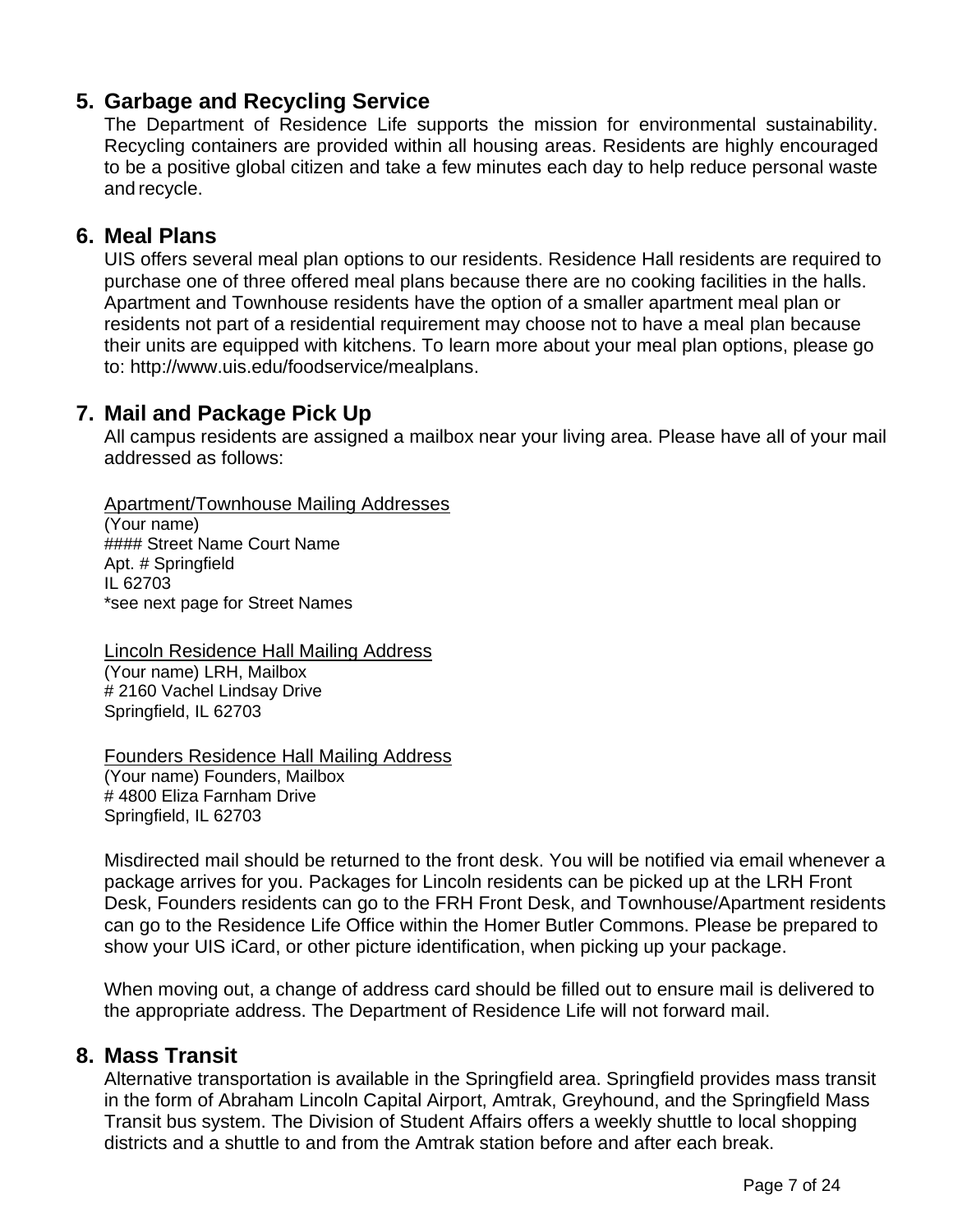## 5. Garbage and Recycling Service

The Department of Residence Life supports the mission for environmental sustainability. Recycling containers are provided within all housing areas. Residents are highly encouraged to be a positive global citizen and take a few minutes each day to help reduce personal waste and recycle.

## 6. Meal Plans

UIS offers several meal plan options to our residents. Residence Hall residents are required to purchase one of three offered meal plans because there are no cooking facilities in the halls. Apartment and Townhouse residents have the option of a smaller apartment meal plan or residents not part of a residential requirement may choose not to have a meal plan because their units are equipped with kitchens. To learn more about your meal plan options, please go to: http://www.uis.edu/foodservice/mealplans.

## 7. Mail and Package Pick Up

All campus residents are assigned a mailbox near your living area. Please have all of your mail addressed as follows:

<u>Apartment/Townhouse Mailing Addresses</u>
(Your name)
#### Street Name Court Name
Apt. # Springfield
IL 62703
*see next page for Street Names

<u>Lincoln Residence Hall Mailing Address</u>
(Your name) LRH, Mailbox
# 2160 Vachel Lindsay Drive
Springfield, IL 62703

<u>Founders Residence Hall Mailing Address</u>
(Your name) Founders, Mailbox
# 4800 Eliza Farnham Drive
Springfield, IL 62703

Misdirected mail should be returned to the front desk. You will be notified via email whenever a package arrives for you. Packages for Lincoln residents can be picked up at the LRH Front Desk, Founders residents can go to the FRH Front Desk, and Townhouse/Apartment residents can go to the Residence Life Office within the Homer Butler Commons. Please be prepared to show your UIS iCard, or other picture identification, when picking up your package.

When moving out, a change of address card should be filled out to ensure mail is delivered to the appropriate address. The Department of Residence Life will not forward mail.

## 8. Mass Transit

Alternative transportation is available in the Springfield area. Springfield provides mass transit in the form of Abraham Lincoln Capital Airport, Amtrak, Greyhound, and the Springfield Mass Transit bus system. The Division of Student Affairs offers a weekly shuttle to local shopping districts and a shuttle to and from the Amtrak station before and after each break.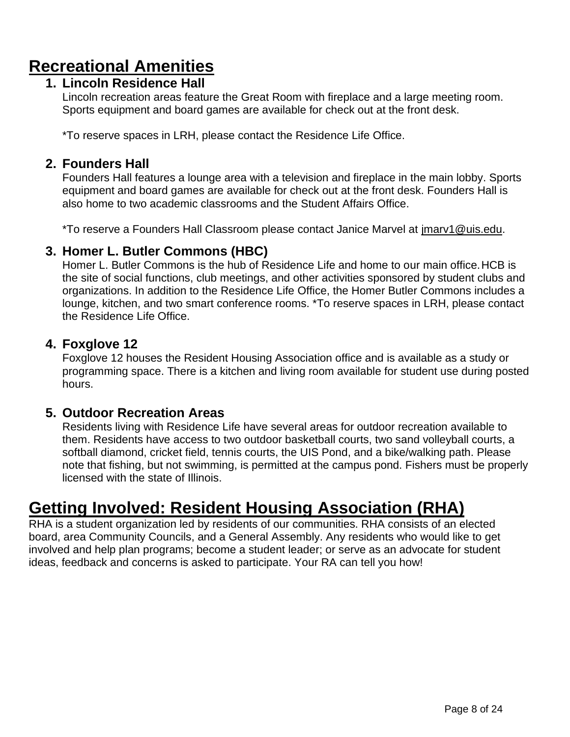# Recreational Amenities

1. **Lincoln Residence Hall**
   Lincoln recreation areas feature the Great Room with fireplace and a large meeting room. Sports equipment and board games are available for check out at the front desk.

   *To reserve spaces in LRH, please contact the Residence Life Office.

2. **Founders Hall**
   Founders Hall features a lounge area with a television and fireplace in the main lobby. Sports equipment and board games are available for check out at the front desk. Founders Hall is also home to two academic classrooms and the Student Affairs Office.

   *To reserve a Founders Hall Classroom please contact Janice Marvel at jmarv1@uis.edu.

3. **Homer L. Butler Commons (HBC)**
   Homer L. Butler Commons is the hub of Residence Life and home to our main office. HCB is the site of social functions, club meetings, and other activities sponsored by student clubs and organizations. In addition to the Residence Life Office, the Homer Butler Commons includes a lounge, kitchen, and two smart conference rooms. *To reserve spaces in LRH, please contact the Residence Life Office.

4. **Foxglove 12**
   Foxglove 12 houses the Resident Housing Association office and is available as a study or programming space. There is a kitchen and living room available for student use during posted hours.

5. **Outdoor Recreation Areas**
   Residents living with Residence Life have several areas for outdoor recreation available to them. Residents have access to two outdoor basketball courts, two sand volleyball courts, a softball diamond, cricket field, tennis courts, the UIS Pond, and a bike/walking path. Please note that fishing, but not swimming, is permitted at the campus pond. Fishers must be properly licensed with the state of Illinois.

# Getting Involved: Resident Housing Association (RHA)

RHA is a student organization led by residents of our communities. RHA consists of an elected board, area Community Councils, and a General Assembly. Any residents who would like to get involved and help plan programs; become a student leader; or serve as an advocate for student ideas, feedback and concerns is asked to participate. Your RA can tell you how!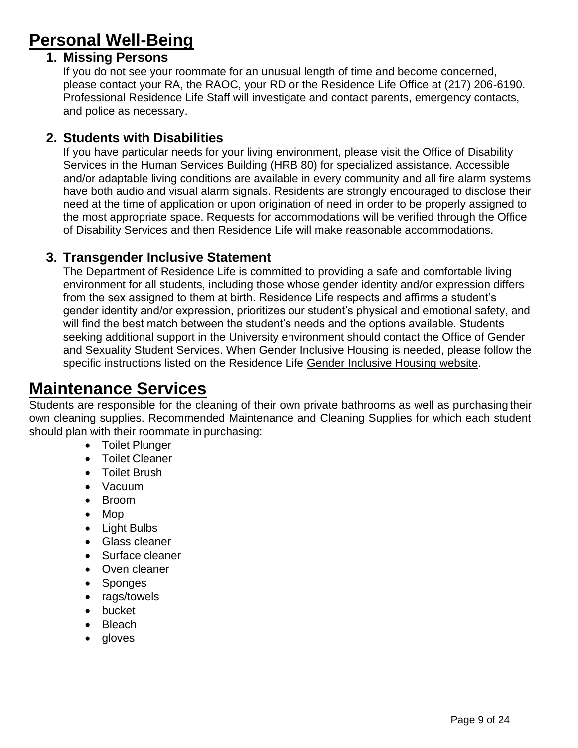# Personal Well-Being

### 1. Missing Persons

If you do not see your roommate for an unusual length of time and become concerned, please contact your RA, the RAOC, your RD or the Residence Life Office at (217) 206-6190. Professional Residence Life Staff will investigate and contact parents, emergency contacts, and police as necessary.

### 2. Students with Disabilities

If you have particular needs for your living environment, please visit the Office of Disability Services in the Human Services Building (HRB 80) for specialized assistance. Accessible and/or adaptable living conditions are available in every community and all fire alarm systems have both audio and visual alarm signals. Residents are strongly encouraged to disclose their need at the time of application or upon origination of need in order to be properly assigned to the most appropriate space. Requests for accommodations will be verified through the Office of Disability Services and then Residence Life will make reasonable accommodations.

### 3. Transgender Inclusive Statement

The Department of Residence Life is committed to providing a safe and comfortable living environment for all students, including those whose gender identity and/or expression differs from the sex assigned to them at birth. Residence Life respects and affirms a student's gender identity and/or expression, prioritizes our student's physical and emotional safety, and will find the best match between the student's needs and the options available. Students seeking additional support in the University environment should contact the Office of Gender and Sexuality Student Services. When Gender Inclusive Housing is needed, please follow the specific instructions listed on the Residence Life Gender Inclusive Housing website.

# Maintenance Services

Students are responsible for the cleaning of their own private bathrooms as well as purchasing their own cleaning supplies. Recommended Maintenance and Cleaning Supplies for which each student should plan with their roommate in purchasing:

- Toilet Plunger
- Toilet Cleaner
- Toilet Brush
- Vacuum
- Broom
- Mop
- Light Bulbs
- Glass cleaner
- Surface cleaner
- Oven cleaner
- Sponges
- rags/towels
- bucket
- Bleach
- gloves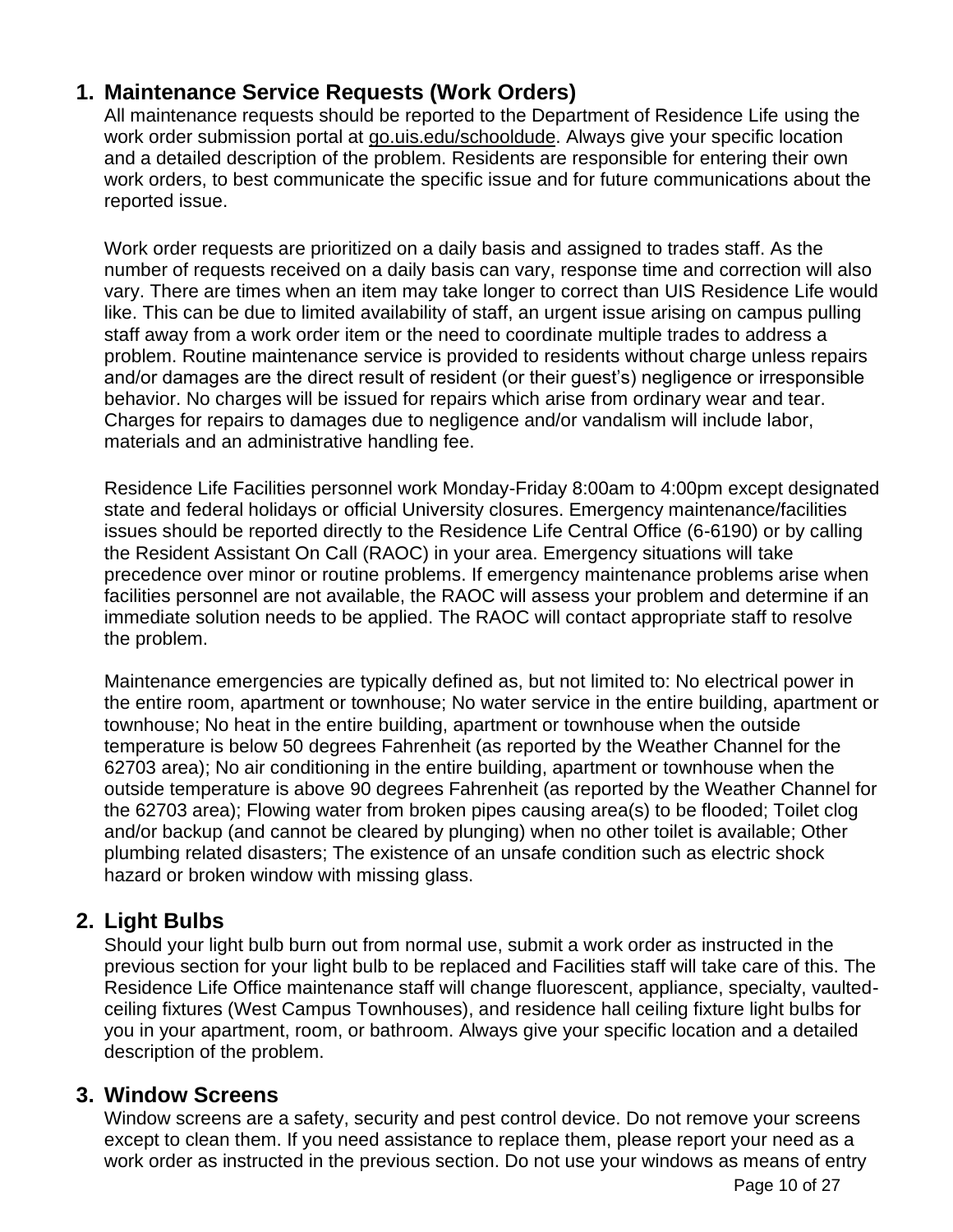## 1. Maintenance Service Requests (Work Orders)

All maintenance requests should be reported to the Department of Residence Life using the work order submission portal at go.uis.edu/schooldude. Always give your specific location and a detailed description of the problem. Residents are responsible for entering their own work orders, to best communicate the specific issue and for future communications about the reported issue.

Work order requests are prioritized on a daily basis and assigned to trades staff. As the number of requests received on a daily basis can vary, response time and correction will also vary. There are times when an item may take longer to correct than UIS Residence Life would like. This can be due to limited availability of staff, an urgent issue arising on campus pulling staff away from a work order item or the need to coordinate multiple trades to address a problem. Routine maintenance service is provided to residents without charge unless repairs and/or damages are the direct result of resident (or their guest's) negligence or irresponsible behavior. No charges will be issued for repairs which arise from ordinary wear and tear. Charges for repairs to damages due to negligence and/or vandalism will include labor, materials and an administrative handling fee.

Residence Life Facilities personnel work Monday-Friday 8:00am to 4:00pm except designated state and federal holidays or official University closures. Emergency maintenance/facilities issues should be reported directly to the Residence Life Central Office (6-6190) or by calling the Resident Assistant On Call (RAOC) in your area. Emergency situations will take precedence over minor or routine problems. If emergency maintenance problems arise when facilities personnel are not available, the RAOC will assess your problem and determine if an immediate solution needs to be applied. The RAOC will contact appropriate staff to resolve the problem.

Maintenance emergencies are typically defined as, but not limited to: No electrical power in the entire room, apartment or townhouse; No water service in the entire building, apartment or townhouse; No heat in the entire building, apartment or townhouse when the outside temperature is below 50 degrees Fahrenheit (as reported by the Weather Channel for the 62703 area); No air conditioning in the entire building, apartment or townhouse when the outside temperature is above 90 degrees Fahrenheit (as reported by the Weather Channel for the 62703 area); Flowing water from broken pipes causing area(s) to be flooded; Toilet clog and/or backup (and cannot be cleared by plunging) when no other toilet is available; Other plumbing related disasters; The existence of an unsafe condition such as electric shock hazard or broken window with missing glass.

## 2. Light Bulbs

Should your light bulb burn out from normal use, submit a work order as instructed in the previous section for your light bulb to be replaced and Facilities staff will take care of this. The Residence Life Office maintenance staff will change fluorescent, appliance, specialty, vaulted-ceiling fixtures (West Campus Townhouses), and residence hall ceiling fixture light bulbs for you in your apartment, room, or bathroom. Always give your specific location and a detailed description of the problem.

## 3. Window Screens

Window screens are a safety, security and pest control device. Do not remove your screens except to clean them. If you need assistance to replace them, please report your need as a work order as instructed in the previous section. Do not use your windows as means of entry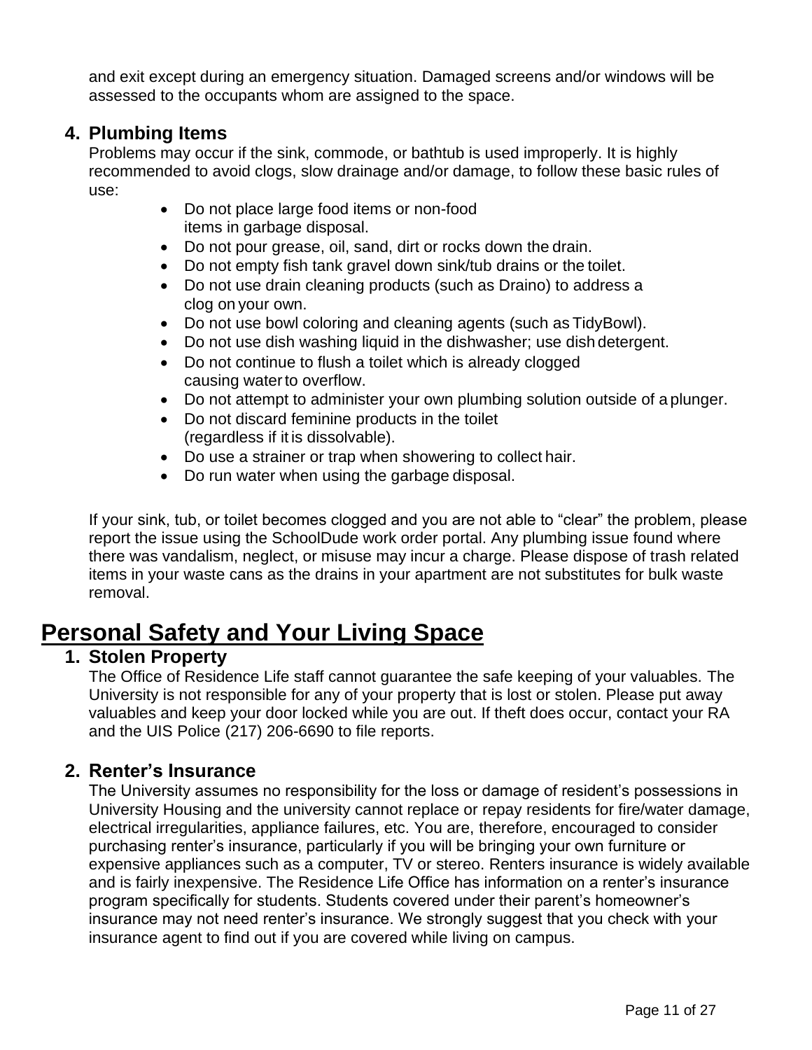and exit except during an emergency situation. Damaged screens and/or windows will be assessed to the occupants whom are assigned to the space.

### 4. Plumbing Items

Problems may occur if the sink, commode, or bathtub is used improperly. It is highly recommended to avoid clogs, slow drainage and/or damage, to follow these basic rules of use:

- Do not place large food items or non-food items in garbage disposal.
- Do not pour grease, oil, sand, dirt or rocks down the drain.
- Do not empty fish tank gravel down sink/tub drains or the toilet.
- Do not use drain cleaning products (such as Draino) to address a clog on your own.
- Do not use bowl coloring and cleaning agents (such as TidyBowl).
- Do not use dish washing liquid in the dishwasher; use dish detergent.
- Do not continue to flush a toilet which is already clogged causing water to overflow.
- Do not attempt to administer your own plumbing solution outside of a plunger.
- Do not discard feminine products in the toilet (regardless if it is dissolvable).
- Do use a strainer or trap when showering to collect hair.
- Do run water when using the garbage disposal.

If your sink, tub, or toilet becomes clogged and you are not able to "clear" the problem, please report the issue using the SchoolDude work order portal. Any plumbing issue found where there was vandalism, neglect, or misuse may incur a charge. Please dispose of trash related items in your waste cans as the drains in your apartment are not substitutes for bulk waste removal.

## Personal Safety and Your Living Space

### 1. Stolen Property

The Office of Residence Life staff cannot guarantee the safe keeping of your valuables. The University is not responsible for any of your property that is lost or stolen. Please put away valuables and keep your door locked while you are out. If theft does occur, contact your RA and the UIS Police (217) 206-6690 to file reports.

### 2. Renter's Insurance

The University assumes no responsibility for the loss or damage of resident's possessions in University Housing and the university cannot replace or repay residents for fire/water damage, electrical irregularities, appliance failures, etc. You are, therefore, encouraged to consider purchasing renter's insurance, particularly if you will be bringing your own furniture or expensive appliances such as a computer, TV or stereo. Renters insurance is widely available and is fairly inexpensive. The Residence Life Office has information on a renter's insurance program specifically for students. Students covered under their parent's homeowner's insurance may not need renter's insurance. We strongly suggest that you check with your insurance agent to find out if you are covered while living on campus.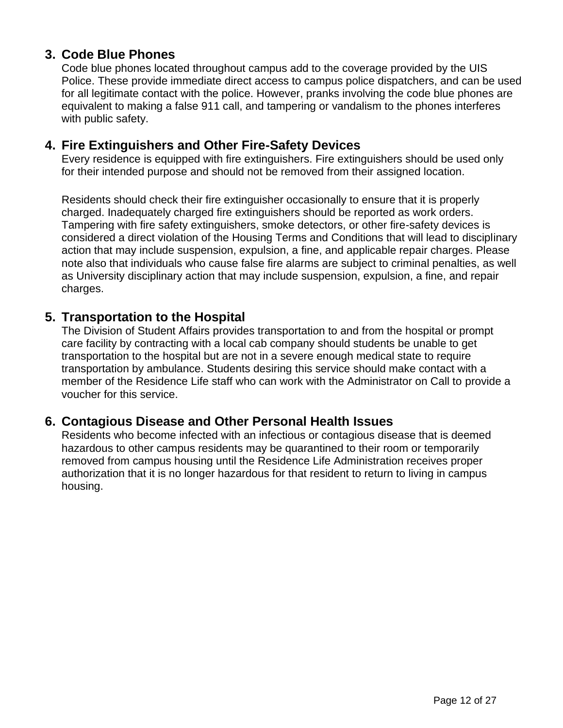### 3. Code Blue Phones

Code blue phones located throughout campus add to the coverage provided by the UIS Police. These provide immediate direct access to campus police dispatchers, and can be used for all legitimate contact with the police. However, pranks involving the code blue phones are equivalent to making a false 911 call, and tampering or vandalism to the phones interferes with public safety.

### 4. Fire Extinguishers and Other Fire-Safety Devices

Every residence is equipped with fire extinguishers. Fire extinguishers should be used only for their intended purpose and should not be removed from their assigned location.

Residents should check their fire extinguisher occasionally to ensure that it is properly charged. Inadequately charged fire extinguishers should be reported as work orders. Tampering with fire safety extinguishers, smoke detectors, or other fire-safety devices is considered a direct violation of the Housing Terms and Conditions that will lead to disciplinary action that may include suspension, expulsion, a fine, and applicable repair charges. Please note also that individuals who cause false fire alarms are subject to criminal penalties, as well as University disciplinary action that may include suspension, expulsion, a fine, and repair charges.

### 5. Transportation to the Hospital

The Division of Student Affairs provides transportation to and from the hospital or prompt care facility by contracting with a local cab company should students be unable to get transportation to the hospital but are not in a severe enough medical state to require transportation by ambulance. Students desiring this service should make contact with a member of the Residence Life staff who can work with the Administrator on Call to provide a voucher for this service.

### 6. Contagious Disease and Other Personal Health Issues

Residents who become infected with an infectious or contagious disease that is deemed hazardous to other campus residents may be quarantined to their room or temporarily removed from campus housing until the Residence Life Administration receives proper authorization that it is no longer hazardous for that resident to return to living in campus housing.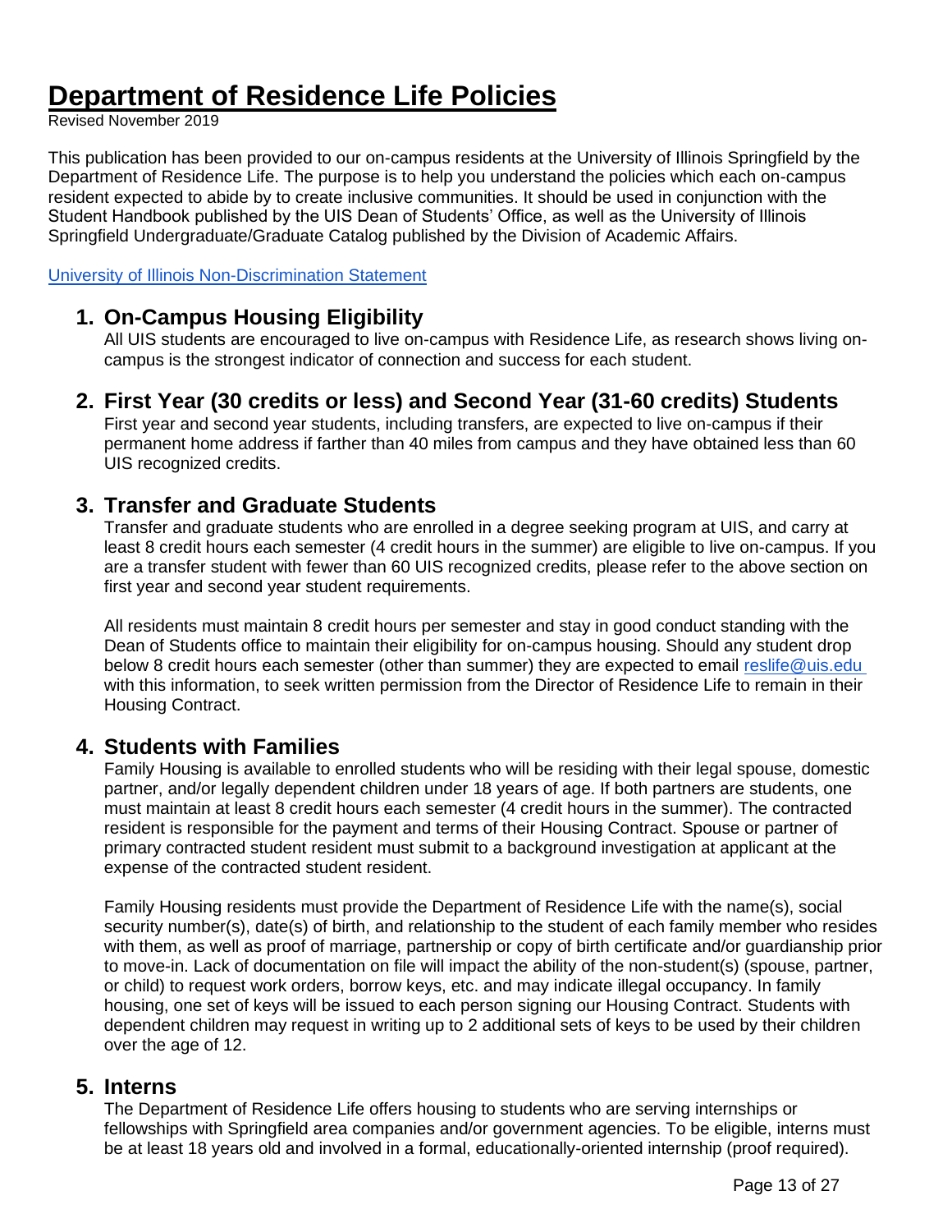# Department of Residence Life Policies

Revised November 2019

This publication has been provided to our on-campus residents at the University of Illinois Springfield by the Department of Residence Life. The purpose is to help you understand the policies which each on-campus resident expected to abide by to create inclusive communities. It should be used in conjunction with the Student Handbook published by the UIS Dean of Students' Office, as well as the University of Illinois Springfield Undergraduate/Graduate Catalog published by the Division of Academic Affairs.

[University of Illinois Non-Discrimination Statement]

## 1. On-Campus Housing Eligibility

All UIS students are encouraged to live on-campus with Residence Life, as research shows living on-campus is the strongest indicator of connection and success for each student.

## 2. First Year (30 credits or less) and Second Year (31-60 credits) Students

First year and second year students, including transfers, are expected to live on-campus if their permanent home address if farther than 40 miles from campus and they have obtained less than 60 UIS recognized credits.

## 3. Transfer and Graduate Students

Transfer and graduate students who are enrolled in a degree seeking program at UIS, and carry at least 8 credit hours each semester (4 credit hours in the summer) are eligible to live on-campus. If you are a transfer student with fewer than 60 UIS recognized credits, please refer to the above section on first year and second year student requirements.

All residents must maintain 8 credit hours per semester and stay in good conduct standing with the Dean of Students office to maintain their eligibility for on-campus housing. Should any student drop below 8 credit hours each semester (other than summer) they are expected to email reslife@uis.edu with this information, to seek written permission from the Director of Residence Life to remain in their Housing Contract.

## 4. Students with Families

Family Housing is available to enrolled students who will be residing with their legal spouse, domestic partner, and/or legally dependent children under 18 years of age. If both partners are students, one must maintain at least 8 credit hours each semester (4 credit hours in the summer). The contracted resident is responsible for the payment and terms of their Housing Contract. Spouse or partner of primary contracted student resident must submit to a background investigation at applicant at the expense of the contracted student resident.

Family Housing residents must provide the Department of Residence Life with the name(s), social security number(s), date(s) of birth, and relationship to the student of each family member who resides with them, as well as proof of marriage, partnership or copy of birth certificate and/or guardianship prior to move-in. Lack of documentation on file will impact the ability of the non-student(s) (spouse, partner, or child) to request work orders, borrow keys, etc. and may indicate illegal occupancy. In family housing, one set of keys will be issued to each person signing our Housing Contract. Students with dependent children may request in writing up to 2 additional sets of keys to be used by their children over the age of 12.

## 5. Interns

The Department of Residence Life offers housing to students who are serving internships or fellowships with Springfield area companies and/or government agencies. To be eligible, interns must be at least 18 years old and involved in a formal, educationally-oriented internship (proof required).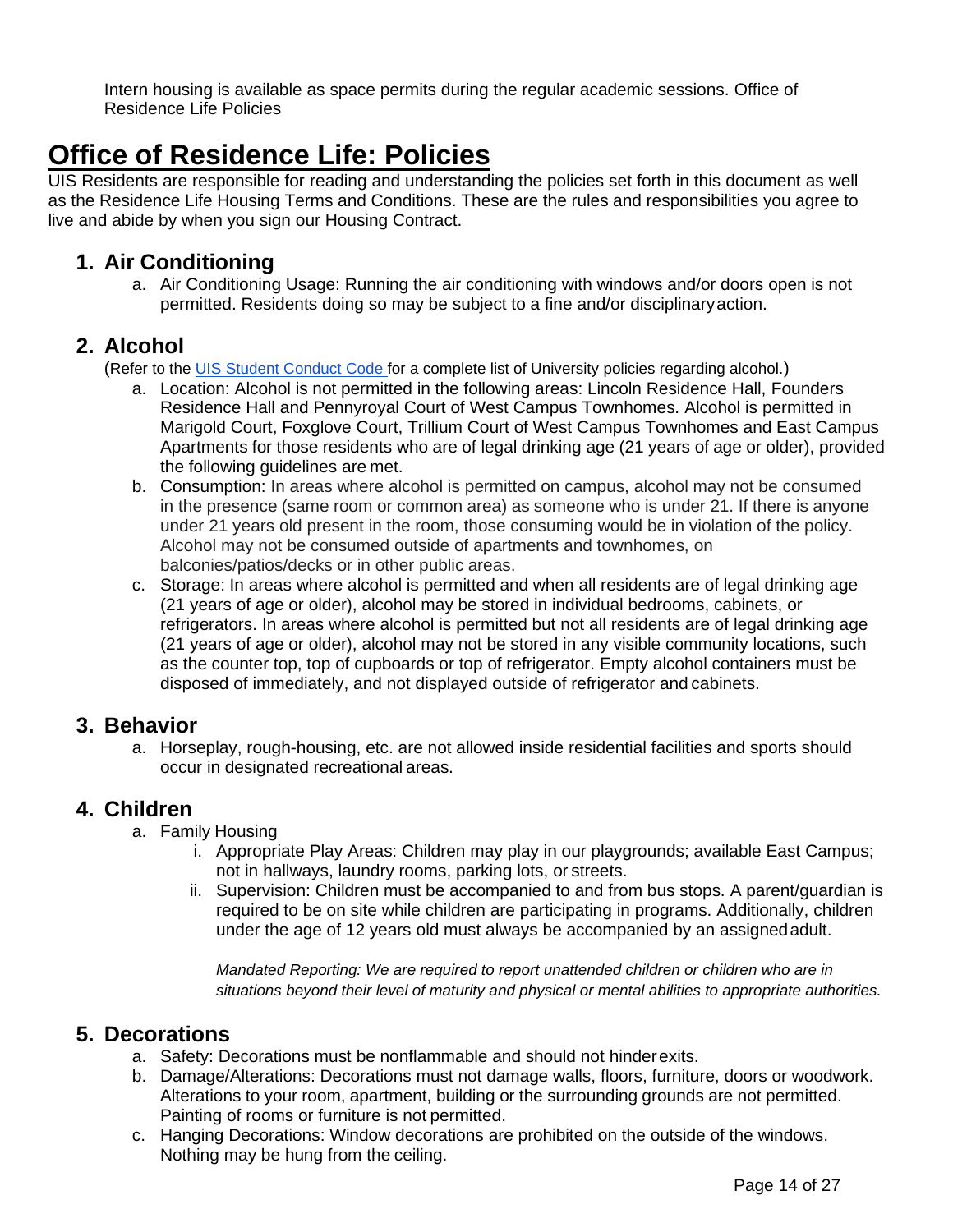Intern housing is available as space permits during the regular academic sessions. Office of Residence Life Policies

# Office of Residence Life: Policies

UIS Residents are responsible for reading and understanding the policies set forth in this document as well as the Residence Life Housing Terms and Conditions. These are the rules and responsibilities you agree to live and abide by when you sign our Housing Contract.

## 1. Air Conditioning

a. Air Conditioning Usage: Running the air conditioning with windows and/or doors open is not permitted. Residents doing so may be subject to a fine and/or disciplinary action.

## 2. Alcohol

(Refer to the [UIS Student Conduct Code](#) for a complete list of University policies regarding alcohol.)

a. Location: Alcohol is not permitted in the following areas: Lincoln Residence Hall, Founders Residence Hall and Pennyroyal Court of West Campus Townhomes. Alcohol is permitted in Marigold Court, Foxglove Court, Trillium Court of West Campus Townhomes and East Campus Apartments for those residents who are of legal drinking age (21 years of age or older), provided the following guidelines are met.

b. Consumption: In areas where alcohol is permitted on campus, alcohol may not be consumed in the presence (same room or common area) as someone who is under 21. If there is anyone under 21 years old present in the room, those consuming would be in violation of the policy. Alcohol may not be consumed outside of apartments and townhomes, on balconies/patios/decks or in other public areas.

c. Storage: In areas where alcohol is permitted and when all residents are of legal drinking age (21 years of age or older), alcohol may be stored in individual bedrooms, cabinets, or refrigerators. In areas where alcohol is permitted but not all residents are of legal drinking age (21 years of age or older), alcohol may not be stored in any visible community locations, such as the counter top, top of cupboards or top of refrigerator. Empty alcohol containers must be disposed of immediately, and not displayed outside of refrigerator and cabinets.

## 3. Behavior

a. Horseplay, rough-housing, etc. are not allowed inside residential facilities and sports should occur in designated recreational areas.

## 4. Children

a. Family Housing
   i. Appropriate Play Areas: Children may play in our playgrounds; available East Campus; not in hallways, laundry rooms, parking lots, or streets.
   ii. Supervision: Children must be accompanied to and from bus stops. A parent/guardian is required to be on site while children are participating in programs. Additionally, children under the age of 12 years old must always be accompanied by an assigned adult.

   *Mandated Reporting: We are required to report unattended children or children who are in situations beyond their level of maturity and physical or mental abilities to appropriate authorities.*

## 5. Decorations

a. Safety: Decorations must be nonflammable and should not hinder exits.

b. Damage/Alterations: Decorations must not damage walls, floors, furniture, doors or woodwork. Alterations to your room, apartment, building or the surrounding grounds are not permitted. Painting of rooms or furniture is not permitted.

c. Hanging Decorations: Window decorations are prohibited on the outside of the windows. Nothing may be hung from the ceiling.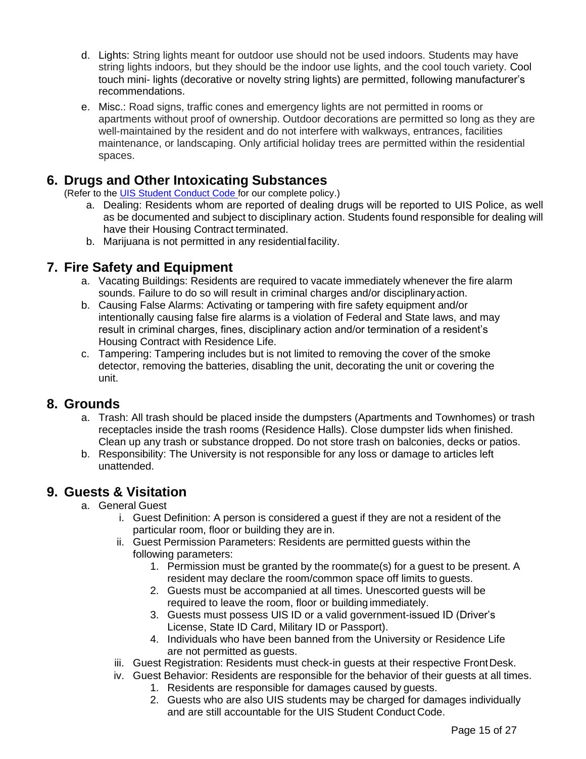d. Lights: String lights meant for outdoor use should not be used indoors. Students may have string lights indoors, but they should be the indoor use lights, and the cool touch variety. Cool touch mini- lights (decorative or novelty string lights) are permitted, following manufacturer's recommendations.

e. Misc.: Road signs, traffic cones and emergency lights are not permitted in rooms or apartments without proof of ownership. Outdoor decorations are permitted so long as they are well-maintained by the resident and do not interfere with walkways, entrances, facilities maintenance, or landscaping. Only artificial holiday trees are permitted within the residential spaces.

## 6. Drugs and Other Intoxicating Substances

(Refer to the [UIS Student Conduct Code](#) for our complete policy.)

a. Dealing: Residents whom are reported of dealing drugs will be reported to UIS Police, as well as be documented and subject to disciplinary action. Students found responsible for dealing will have their Housing Contract terminated.

b. Marijuana is not permitted in any residential facility.

## 7. Fire Safety and Equipment

a. Vacating Buildings: Residents are required to vacate immediately whenever the fire alarm sounds. Failure to do so will result in criminal charges and/or disciplinary action.

b. Causing False Alarms: Activating or tampering with fire safety equipment and/or intentionally causing false fire alarms is a violation of Federal and State laws, and may result in criminal charges, fines, disciplinary action and/or termination of a resident's Housing Contract with Residence Life.

c. Tampering: Tampering includes but is not limited to removing the cover of the smoke detector, removing the batteries, disabling the unit, decorating the unit or covering the unit.

## 8. Grounds

a. Trash: All trash should be placed inside the dumpsters (Apartments and Townhomes) or trash receptacles inside the trash rooms (Residence Halls). Close dumpster lids when finished. Clean up any trash or substance dropped. Do not store trash on balconies, decks or patios.

b. Responsibility: The University is not responsible for any loss or damage to articles left unattended.

## 9. Guests & Visitation

a. General Guest

   i. Guest Definition: A person is considered a guest if they are not a resident of the particular room, floor or building they are in.

   ii. Guest Permission Parameters: Residents are permitted guests within the following parameters:

      1. Permission must be granted by the roommate(s) for a guest to be present. A resident may declare the room/common space off limits to guests.
      2. Guests must be accompanied at all times. Unescorted guests will be required to leave the room, floor or building immediately.
      3. Guests must possess UIS ID or a valid government-issued ID (Driver's License, State ID Card, Military ID or Passport).
      4. Individuals who have been banned from the University or Residence Life are not permitted as guests.

   iii. Guest Registration: Residents must check-in guests at their respective Front Desk.

   iv. Guest Behavior: Residents are responsible for the behavior of their guests at all times.

      1. Residents are responsible for damages caused by guests.
      2. Guests who are also UIS students may be charged for damages individually and are still accountable for the UIS Student Conduct Code.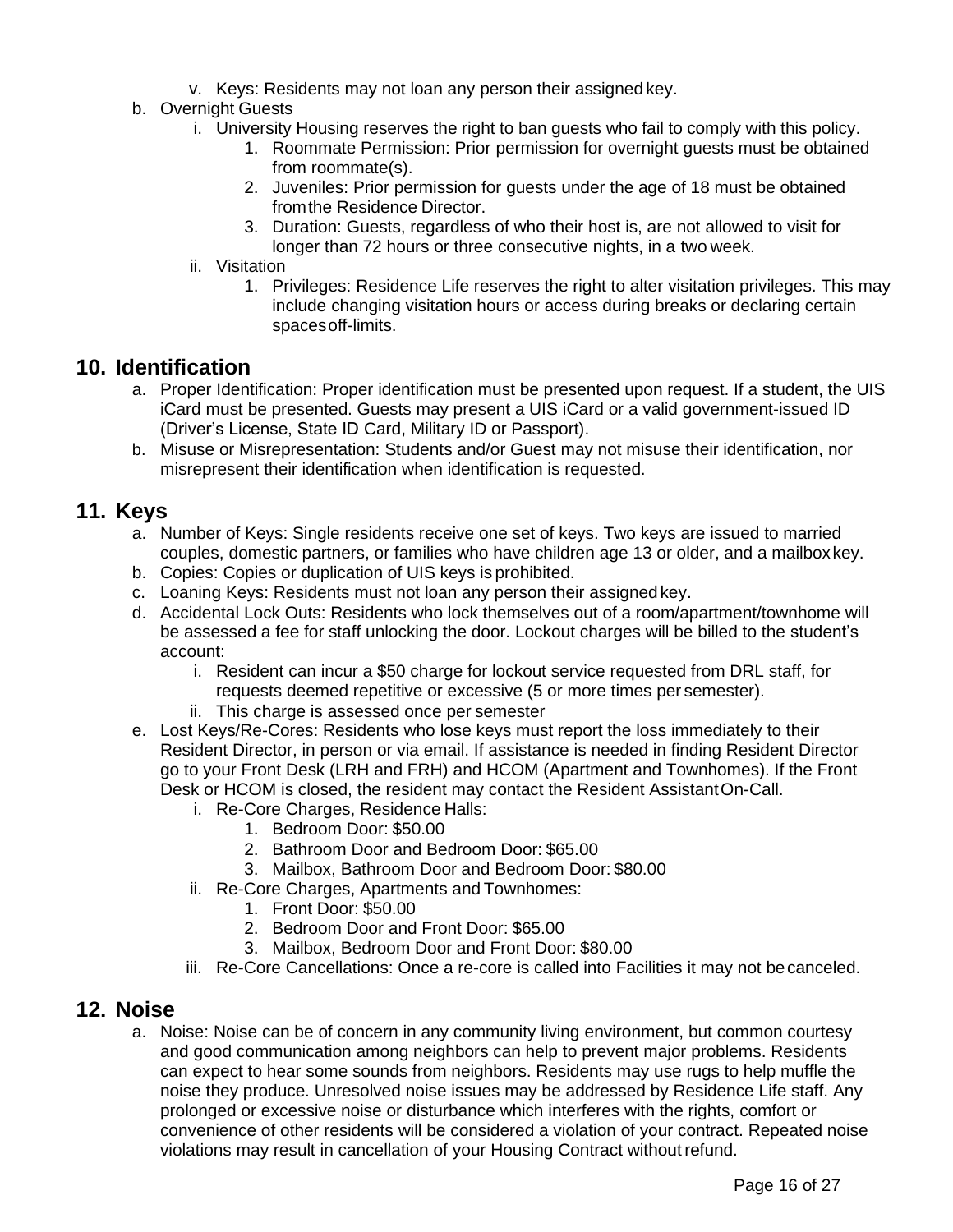v. Keys: Residents may not loan any person their assigned key.

b. Overnight Guests
   i. University Housing reserves the right to ban guests who fail to comply with this policy.
      1. Roommate Permission: Prior permission for overnight guests must be obtained from roommate(s).
      2. Juveniles: Prior permission for guests under the age of 18 must be obtained from the Residence Director.
      3. Duration: Guests, regardless of who their host is, are not allowed to visit for longer than 72 hours or three consecutive nights, in a two week.
   ii. Visitation
      1. Privileges: Residence Life reserves the right to alter visitation privileges. This may include changing visitation hours or access during breaks or declaring certain spaces off-limits.

## 10. Identification

a. Proper Identification: Proper identification must be presented upon request. If a student, the UIS iCard must be presented. Guests may present a UIS iCard or a valid government-issued ID (Driver's License, State ID Card, Military ID or Passport).

b. Misuse or Misrepresentation: Students and/or Guest may not misuse their identification, nor misrepresent their identification when identification is requested.

## 11. Keys

a. Number of Keys: Single residents receive one set of keys. Two keys are issued to married couples, domestic partners, or families who have children age 13 or older, and a mailbox key.

b. Copies: Copies or duplication of UIS keys is prohibited.

c. Loaning Keys: Residents must not loan any person their assigned key.

d. Accidental Lock Outs: Residents who lock themselves out of a room/apartment/townhome will be assessed a fee for staff unlocking the door. Lockout charges will be billed to the student's account:
   i. Resident can incur a $50 charge for lockout service requested from DRL staff, for requests deemed repetitive or excessive (5 or more times per semester).
   ii. This charge is assessed once per semester

e. Lost Keys/Re-Cores: Residents who lose keys must report the loss immediately to their Resident Director, in person or via email. If assistance is needed in finding Resident Director go to your Front Desk (LRH and FRH) and HCOM (Apartment and Townhomes). If the Front Desk or HCOM is closed, the resident may contact the Resident Assistant On-Call.
   i. Re-Core Charges, Residence Halls:
      1. Bedroom Door: $50.00
      2. Bathroom Door and Bedroom Door: $65.00
      3. Mailbox, Bathroom Door and Bedroom Door: $80.00
   ii. Re-Core Charges, Apartments and Townhomes:
      1. Front Door: $50.00
      2. Bedroom Door and Front Door: $65.00
      3. Mailbox, Bedroom Door and Front Door: $80.00
   iii. Re-Core Cancellations: Once a re-core is called into Facilities it may not be canceled.

## 12. Noise

a. Noise: Noise can be of concern in any community living environment, but common courtesy and good communication among neighbors can help to prevent major problems. Residents can expect to hear some sounds from neighbors. Residents may use rugs to help muffle the noise they produce. Unresolved noise issues may be addressed by Residence Life staff. Any prolonged or excessive noise or disturbance which interferes with the rights, comfort or convenience of other residents will be considered a violation of your contract. Repeated noise violations may result in cancellation of your Housing Contract without refund.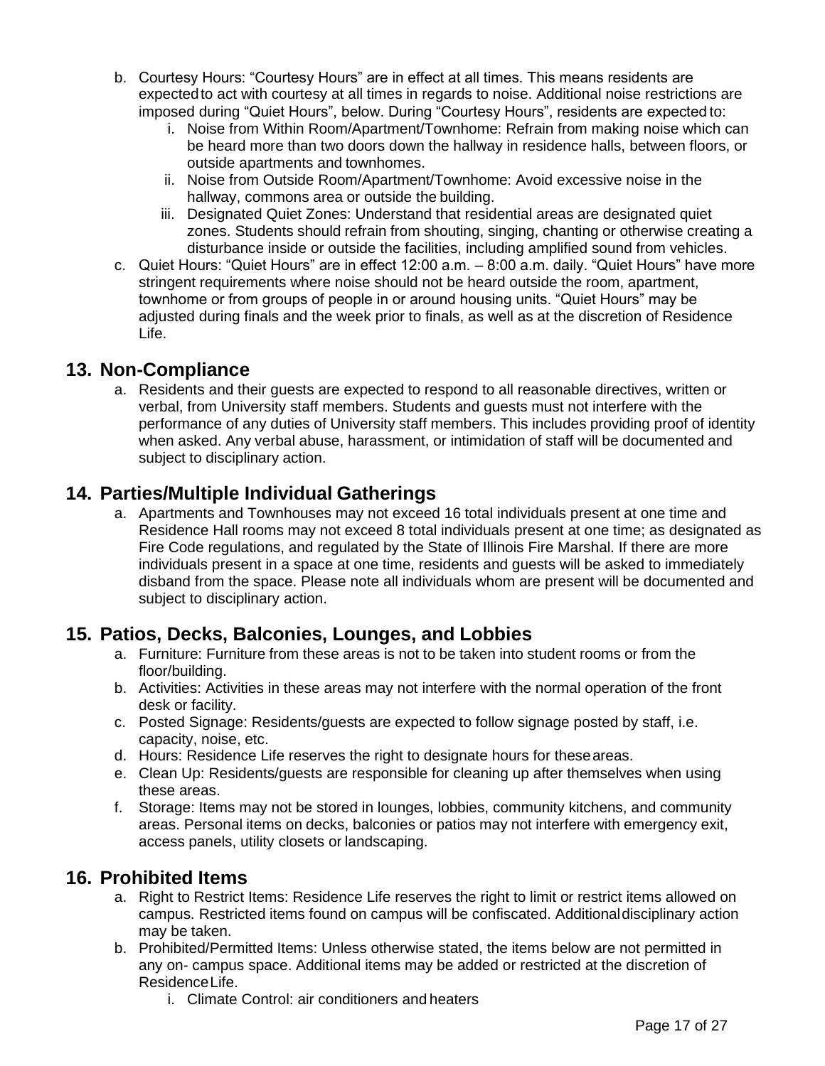b. Courtesy Hours: “Courtesy Hours” are in effect at all times. This means residents are expected to act with courtesy at all times in regards to noise. Additional noise restrictions are imposed during “Quiet Hours”, below. During “Courtesy Hours”, residents are expected to:
    i. Noise from Within Room/Apartment/Townhome: Refrain from making noise which can be heard more than two doors down the hallway in residence halls, between floors, or outside apartments and townhomes.
    ii. Noise from Outside Room/Apartment/Townhome: Avoid excessive noise in the hallway, commons area or outside the building.
    iii. Designated Quiet Zones: Understand that residential areas are designated quiet zones. Students should refrain from shouting, singing, chanting or otherwise creating a disturbance inside or outside the facilities, including amplified sound from vehicles.

c. Quiet Hours: “Quiet Hours” are in effect 12:00 a.m. – 8:00 a.m. daily. “Quiet Hours” have more stringent requirements where noise should not be heard outside the room, apartment, townhome or from groups of people in or around housing units. “Quiet Hours” may be adjusted during finals and the week prior to finals, as well as at the discretion of Residence Life.

## 13. Non-Compliance

a. Residents and their guests are expected to respond to all reasonable directives, written or verbal, from University staff members. Students and guests must not interfere with the performance of any duties of University staff members. This includes providing proof of identity when asked. Any verbal abuse, harassment, or intimidation of staff will be documented and subject to disciplinary action.

## 14. Parties/Multiple Individual Gatherings

a. Apartments and Townhouses may not exceed 16 total individuals present at one time and Residence Hall rooms may not exceed 8 total individuals present at one time; as designated as Fire Code regulations, and regulated by the State of Illinois Fire Marshal. If there are more individuals present in a space at one time, residents and guests will be asked to immediately disband from the space. Please note all individuals whom are present will be documented and subject to disciplinary action.

## 15. Patios, Decks, Balconies, Lounges, and Lobbies

a. Furniture: Furniture from these areas is not to be taken into student rooms or from the floor/building.

b. Activities: Activities in these areas may not interfere with the normal operation of the front desk or facility.

c. Posted Signage: Residents/guests are expected to follow signage posted by staff, i.e. capacity, noise, etc.

d. Hours: Residence Life reserves the right to designate hours for these areas.

e. Clean Up: Residents/guests are responsible for cleaning up after themselves when using these areas.

f. Storage: Items may not be stored in lounges, lobbies, community kitchens, and community areas. Personal items on decks, balconies or patios may not interfere with emergency exit, access panels, utility closets or landscaping.

## 16. Prohibited Items

a. Right to Restrict Items: Residence Life reserves the right to limit or restrict items allowed on campus. Restricted items found on campus will be confiscated. Additional disciplinary action may be taken.

b. Prohibited/Permitted Items: Unless otherwise stated, the items below are not permitted in any on- campus space. Additional items may be added or restricted at the discretion of Residence Life.
    i. Climate Control: air conditioners and heaters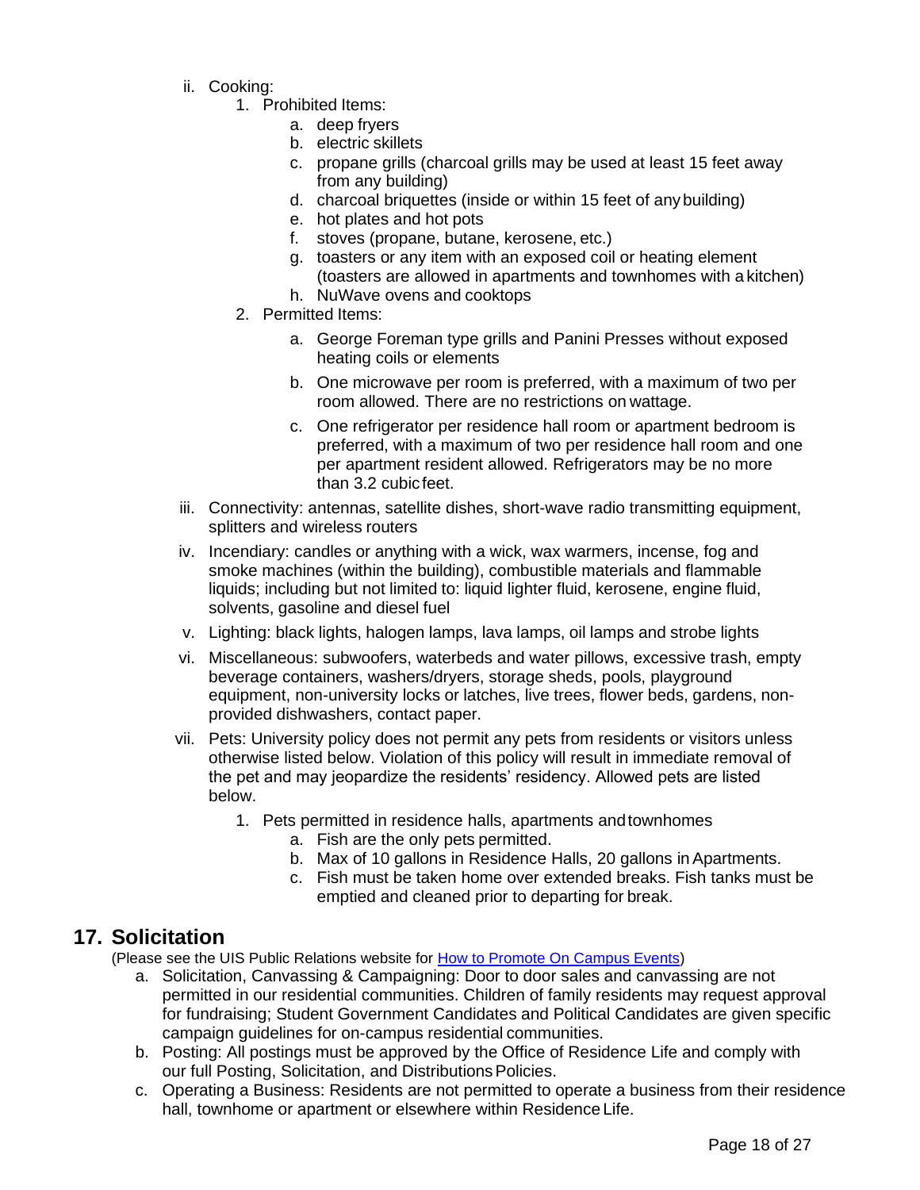- ii. Cooking:
  1. Prohibited Items:
     - a. deep fryers
     - b. electric skillets
     - c. propane grills (charcoal grills may be used at least 15 feet away from any building)
     - d. charcoal briquettes (inside or within 15 feet of any building)
     - e. hot plates and hot pots
     - f. stoves (propane, butane, kerosene, etc.)
     - g. toasters or any item with an exposed coil or heating element (toasters are allowed in apartments and townhomes with a kitchen)
     - h. NuWave ovens and cooktops
  2. Permitted Items:
     - a. George Foreman type grills and Panini Presses without exposed heating coils or elements
     - b. One microwave per room is preferred, with a maximum of two per room allowed. There are no restrictions on wattage.
     - c. One refrigerator per residence hall room or apartment bedroom is preferred, with a maximum of two per residence hall room and one per apartment resident allowed. Refrigerators may be no more than 3.2 cubic feet.
- iii. Connectivity: antennas, satellite dishes, short-wave radio transmitting equipment, splitters and wireless routers
- iv. Incendiary: candles or anything with a wick, wax warmers, incense, fog and smoke machines (within the building), combustible materials and flammable liquids; including but not limited to: liquid lighter fluid, kerosene, engine fluid, solvents, gasoline and diesel fuel
- v. Lighting: black lights, halogen lamps, lava lamps, oil lamps and strobe lights
- vi. Miscellaneous: subwoofers, waterbeds and water pillows, excessive trash, empty beverage containers, washers/dryers, storage sheds, pools, playground equipment, non-university locks or latches, live trees, flower beds, gardens, non-provided dishwashers, contact paper.
- vii. Pets: University policy does not permit any pets from residents or visitors unless otherwise listed below. Violation of this policy will result in immediate removal of the pet and may jeopardize the residents' residency. Allowed pets are listed below.
  1. Pets permitted in residence halls, apartments and townhomes
     - a. Fish are the only pets permitted.
     - b. Max of 10 gallons in Residence Halls, 20 gallons in Apartments.
     - c. Fish must be taken home over extended breaks. Fish tanks must be emptied and cleaned prior to departing for break.

## 17. Solicitation

(Please see the UIS Public Relations website for [How to Promote On Campus Events])

- a. Solicitation, Canvassing & Campaigning: Door to door sales and canvassing are not permitted in our residential communities. Children of family residents may request approval for fundraising; Student Government Candidates and Political Candidates are given specific campaign guidelines for on-campus residential communities.
- b. Posting: All postings must be approved by the Office of Residence Life and comply with our full Posting, Solicitation, and Distributions Policies.
- c. Operating a Business: Residents are not permitted to operate a business from their residence hall, townhome or apartment or elsewhere within Residence Life.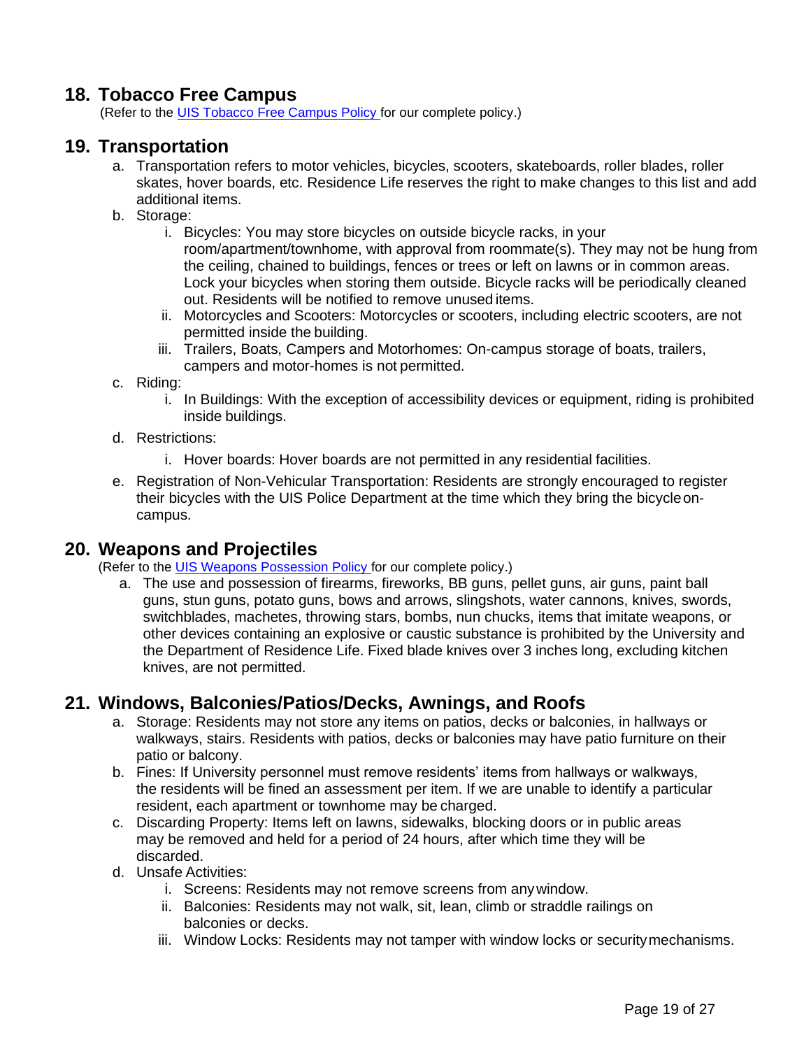## 18. Tobacco Free Campus

(Refer to the UIS Tobacco Free Campus Policy for our complete policy.)

## 19. Transportation

a. Transportation refers to motor vehicles, bicycles, scooters, skateboards, roller blades, roller skates, hover boards, etc. Residence Life reserves the right to make changes to this list and add additional items.

b. Storage:

   i. Bicycles: You may store bicycles on outside bicycle racks, in your room/apartment/townhome, with approval from roommate(s). They may not be hung from the ceiling, chained to buildings, fences or trees or left on lawns or in common areas. Lock your bicycles when storing them outside. Bicycle racks will be periodically cleaned out. Residents will be notified to remove unused items.

   ii. Motorcycles and Scooters: Motorcycles or scooters, including electric scooters, are not permitted inside the building.

   iii. Trailers, Boats, Campers and Motorhomes: On-campus storage of boats, trailers, campers and motor-homes is not permitted.

c. Riding:

   i. In Buildings: With the exception of accessibility devices or equipment, riding is prohibited inside buildings.

d. Restrictions:

   i. Hover boards: Hover boards are not permitted in any residential facilities.

e. Registration of Non-Vehicular Transportation: Residents are strongly encouraged to register their bicycles with the UIS Police Department at the time which they bring the bicycle on-campus.

## 20. Weapons and Projectiles

(Refer to the UIS Weapons Possession Policy for our complete policy.)

a. The use and possession of firearms, fireworks, BB guns, pellet guns, air guns, paint ball guns, stun guns, potato guns, bows and arrows, slingshots, water cannons, knives, swords, switchblades, machetes, throwing stars, bombs, nun chucks, items that imitate weapons, or other devices containing an explosive or caustic substance is prohibited by the University and the Department of Residence Life. Fixed blade knives over 3 inches long, excluding kitchen knives, are not permitted.

## 21. Windows, Balconies/Patios/Decks, Awnings, and Roofs

a. Storage: Residents may not store any items on patios, decks or balconies, in hallways or walkways, stairs. Residents with patios, decks or balconies may have patio furniture on their patio or balcony.

b. Fines: If University personnel must remove residents' items from hallways or walkways, the residents will be fined an assessment per item. If we are unable to identify a particular resident, each apartment or townhome may be charged.

c. Discarding Property: Items left on lawns, sidewalks, blocking doors or in public areas may be removed and held for a period of 24 hours, after which time they will be discarded.

d. Unsafe Activities:

   i. Screens: Residents may not remove screens from any window.

   ii. Balconies: Residents may not walk, sit, lean, climb or straddle railings on balconies or decks.

   iii. Window Locks: Residents may not tamper with window locks or security mechanisms.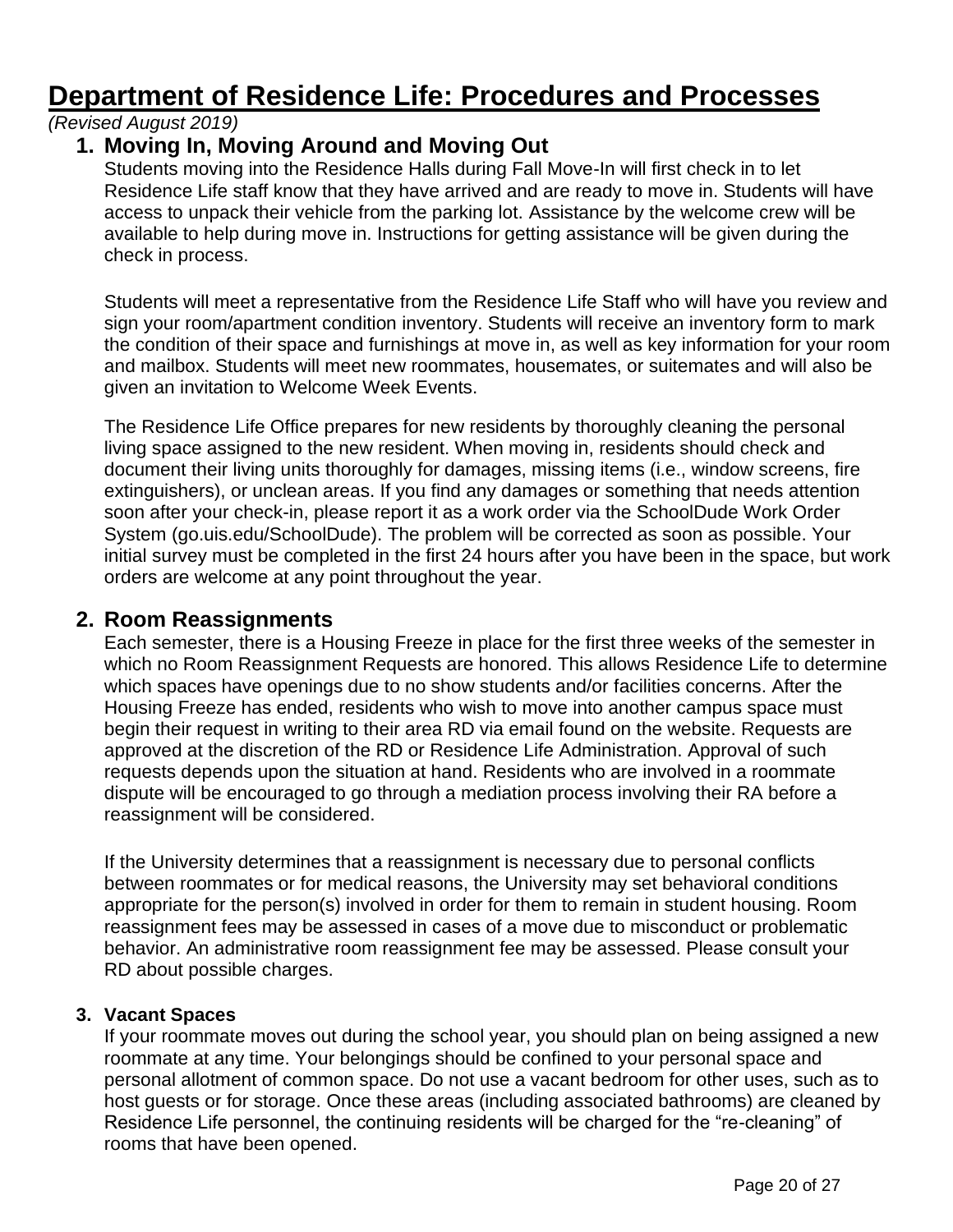# Department of Residence Life: Procedures and Processes

*(Revised August 2019)*

## 1. Moving In, Moving Around and Moving Out

Students moving into the Residence Halls during Fall Move-In will first check in to let Residence Life staff know that they have arrived and are ready to move in. Students will have access to unpack their vehicle from the parking lot. Assistance by the welcome crew will be available to help during move in. Instructions for getting assistance will be given during the check in process.

Students will meet a representative from the Residence Life Staff who will have you review and sign your room/apartment condition inventory. Students will receive an inventory form to mark the condition of their space and furnishings at move in, as well as key information for your room and mailbox. Students will meet new roommates, housemates, or suitemates and will also be given an invitation to Welcome Week Events.

The Residence Life Office prepares for new residents by thoroughly cleaning the personal living space assigned to the new resident. When moving in, residents should check and document their living units thoroughly for damages, missing items (i.e., window screens, fire extinguishers), or unclean areas. If you find any damages or something that needs attention soon after your check-in, please report it as a work order via the SchoolDude Work Order System (go.uis.edu/SchoolDude). The problem will be corrected as soon as possible. Your initial survey must be completed in the first 24 hours after you have been in the space, but work orders are welcome at any point throughout the year.

## 2. Room Reassignments

Each semester, there is a Housing Freeze in place for the first three weeks of the semester in which no Room Reassignment Requests are honored. This allows Residence Life to determine which spaces have openings due to no show students and/or facilities concerns. After the Housing Freeze has ended, residents who wish to move into another campus space must begin their request in writing to their area RD via email found on the website. Requests are approved at the discretion of the RD or Residence Life Administration. Approval of such requests depends upon the situation at hand. Residents who are involved in a roommate dispute will be encouraged to go through a mediation process involving their RA before a reassignment will be considered.

If the University determines that a reassignment is necessary due to personal conflicts between roommates or for medical reasons, the University may set behavioral conditions appropriate for the person(s) involved in order for them to remain in student housing. Room reassignment fees may be assessed in cases of a move due to misconduct or problematic behavior. An administrative room reassignment fee may be assessed. Please consult your RD about possible charges.

### 3. Vacant Spaces

If your roommate moves out during the school year, you should plan on being assigned a new roommate at any time. Your belongings should be confined to your personal space and personal allotment of common space. Do not use a vacant bedroom for other uses, such as to host guests or for storage. Once these areas (including associated bathrooms) are cleaned by Residence Life personnel, the continuing residents will be charged for the "re-cleaning" of rooms that have been opened.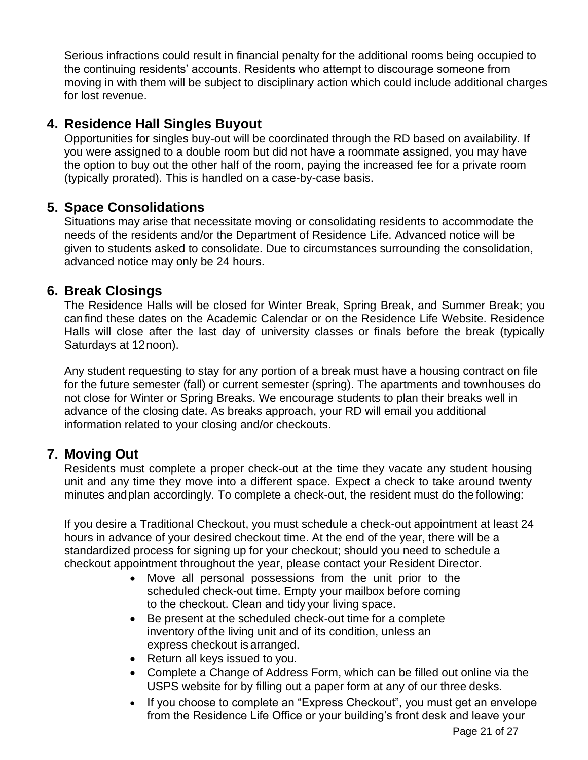Serious infractions could result in financial penalty for the additional rooms being occupied to the continuing residents' accounts. Residents who attempt to discourage someone from moving in with them will be subject to disciplinary action which could include additional charges for lost revenue.

## 4. Residence Hall Singles Buyout

Opportunities for singles buy-out will be coordinated through the RD based on availability. If you were assigned to a double room but did not have a roommate assigned, you may have the option to buy out the other half of the room, paying the increased fee for a private room (typically prorated). This is handled on a case-by-case basis.

## 5. Space Consolidations

Situations may arise that necessitate moving or consolidating residents to accommodate the needs of the residents and/or the Department of Residence Life. Advanced notice will be given to students asked to consolidate. Due to circumstances surrounding the consolidation, advanced notice may only be 24 hours.

## 6. Break Closings

The Residence Halls will be closed for Winter Break, Spring Break, and Summer Break; you can find these dates on the Academic Calendar or on the Residence Life Website. Residence Halls will close after the last day of university classes or finals before the break (typically Saturdays at 12 noon).

Any student requesting to stay for any portion of a break must have a housing contract on file for the future semester (fall) or current semester (spring). The apartments and townhouses do not close for Winter or Spring Breaks. We encourage students to plan their breaks well in advance of the closing date. As breaks approach, your RD will email you additional information related to your closing and/or checkouts.

## 7. Moving Out

Residents must complete a proper check-out at the time they vacate any student housing unit and any time they move into a different space. Expect a check to take around twenty minutes and plan accordingly. To complete a check-out, the resident must do the following:

If you desire a Traditional Checkout, you must schedule a check-out appointment at least 24 hours in advance of your desired checkout time. At the end of the year, there will be a standardized process for signing up for your checkout; should you need to schedule a checkout appointment throughout the year, please contact your Resident Director.

- Move all personal possessions from the unit prior to the scheduled check-out time. Empty your mailbox before coming to the checkout. Clean and tidy your living space.
- Be present at the scheduled check-out time for a complete inventory of the living unit and of its condition, unless an express checkout is arranged.
- Return all keys issued to you.
- Complete a Change of Address Form, which can be filled out online via the USPS website for by filling out a paper form at any of our three desks.
- If you choose to complete an "Express Checkout", you must get an envelope from the Residence Life Office or your building's front desk and leave your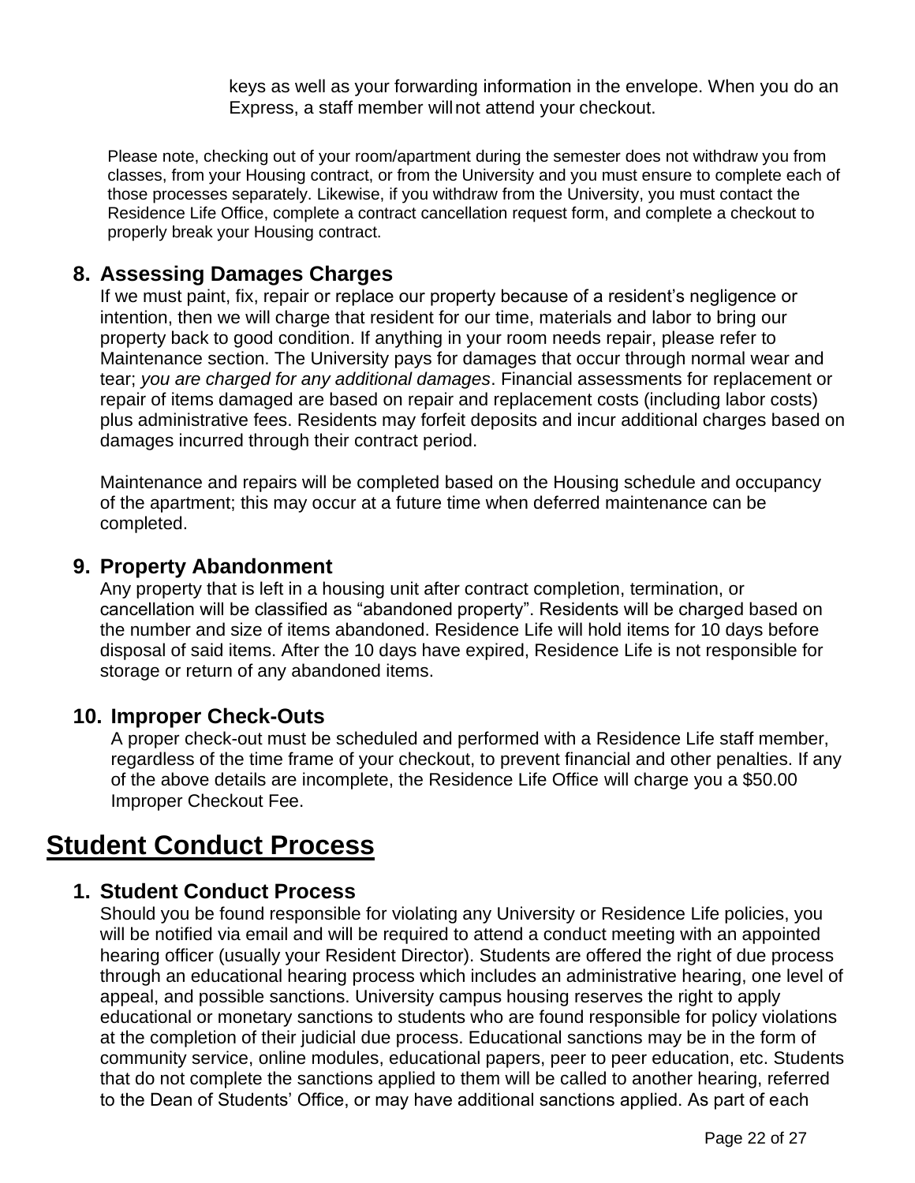keys as well as your forwarding information in the envelope. When you do an Express, a staff member will not attend your checkout.

Please note, checking out of your room/apartment during the semester does not withdraw you from classes, from your Housing contract, or from the University and you must ensure to complete each of those processes separately. Likewise, if you withdraw from the University, you must contact the Residence Life Office, complete a contract cancellation request form, and complete a checkout to properly break your Housing contract.

### 8. Assessing Damages Charges

If we must paint, fix, repair or replace our property because of a resident's negligence or intention, then we will charge that resident for our time, materials and labor to bring our property back to good condition. If anything in your room needs repair, please refer to Maintenance section. The University pays for damages that occur through normal wear and tear; *you are charged for any additional damages*. Financial assessments for replacement or repair of items damaged are based on repair and replacement costs (including labor costs) plus administrative fees. Residents may forfeit deposits and incur additional charges based on damages incurred through their contract period.

Maintenance and repairs will be completed based on the Housing schedule and occupancy of the apartment; this may occur at a future time when deferred maintenance can be completed.

### 9. Property Abandonment

Any property that is left in a housing unit after contract completion, termination, or cancellation will be classified as "abandoned property". Residents will be charged based on the number and size of items abandoned. Residence Life will hold items for 10 days before disposal of said items. After the 10 days have expired, Residence Life is not responsible for storage or return of any abandoned items.

### 10. Improper Check-Outs

A proper check-out must be scheduled and performed with a Residence Life staff member, regardless of the time frame of your checkout, to prevent financial and other penalties. If any of the above details are incomplete, the Residence Life Office will charge you a $50.00 Improper Checkout Fee.

## Student Conduct Process

### 1. Student Conduct Process

Should you be found responsible for violating any University or Residence Life policies, you will be notified via email and will be required to attend a conduct meeting with an appointed hearing officer (usually your Resident Director). Students are offered the right of due process through an educational hearing process which includes an administrative hearing, one level of appeal, and possible sanctions. University campus housing reserves the right to apply educational or monetary sanctions to students who are found responsible for policy violations at the completion of their judicial due process. Educational sanctions may be in the form of community service, online modules, educational papers, peer to peer education, etc. Students that do not complete the sanctions applied to them will be called to another hearing, referred to the Dean of Students' Office, or may have additional sanctions applied. As part of each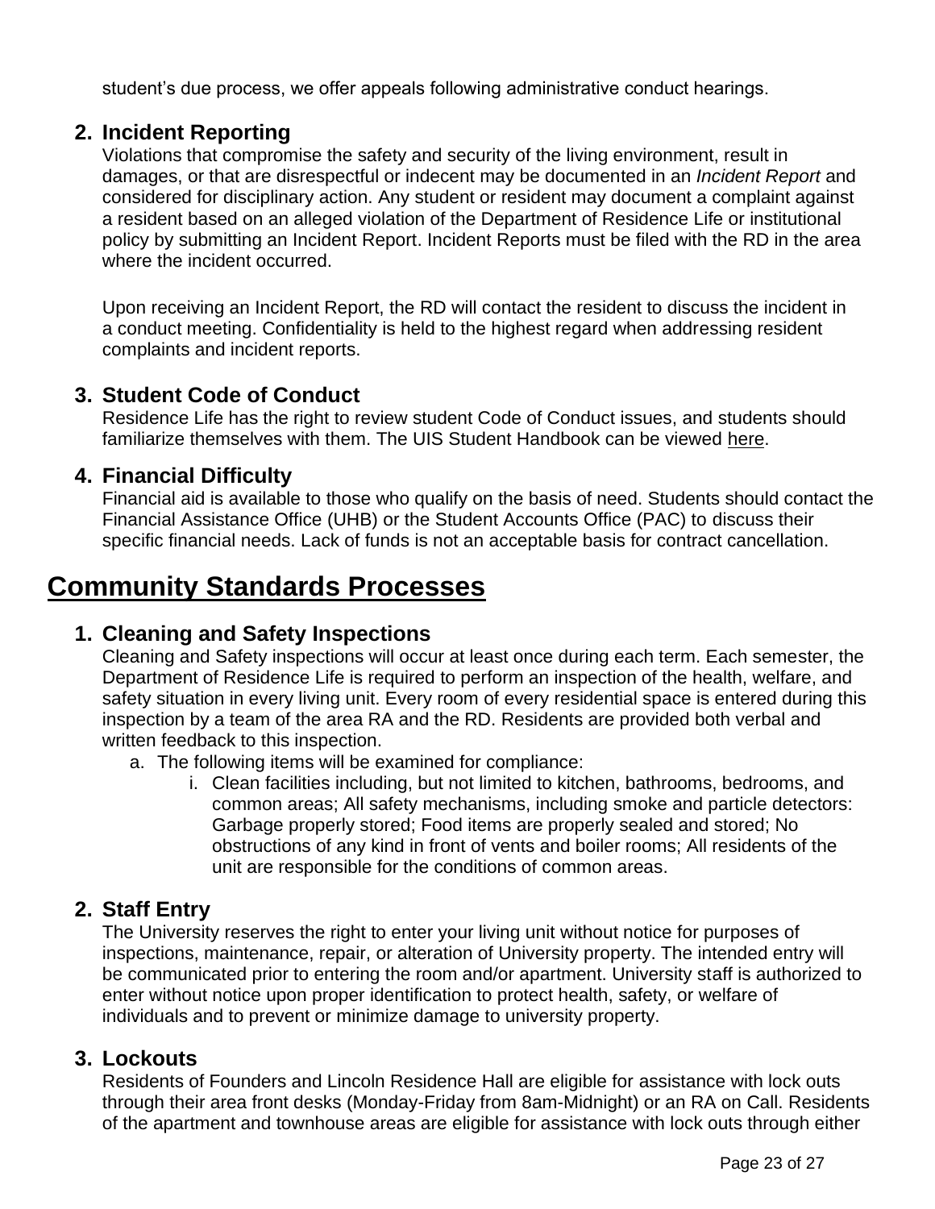student's due process, we offer appeals following administrative conduct hearings.

### 2. Incident Reporting

Violations that compromise the safety and security of the living environment, result in damages, or that are disrespectful or indecent may be documented in an *Incident Report* and considered for disciplinary action. Any student or resident may document a complaint against a resident based on an alleged violation of the Department of Residence Life or institutional policy by submitting an Incident Report. Incident Reports must be filed with the RD in the area where the incident occurred.

Upon receiving an Incident Report, the RD will contact the resident to discuss the incident in a conduct meeting. Confidentiality is held to the highest regard when addressing resident complaints and incident reports.

### 3. Student Code of Conduct

Residence Life has the right to review student Code of Conduct issues, and students should familiarize themselves with them. The UIS Student Handbook can be viewed here.

### 4. Financial Difficulty

Financial aid is available to those who qualify on the basis of need. Students should contact the Financial Assistance Office (UHB) or the Student Accounts Office (PAC) to discuss their specific financial needs. Lack of funds is not an acceptable basis for contract cancellation.

# Community Standards Processes

### 1. Cleaning and Safety Inspections

Cleaning and Safety inspections will occur at least once during each term. Each semester, the Department of Residence Life is required to perform an inspection of the health, welfare, and safety situation in every living unit. Every room of every residential space is entered during this inspection by a team of the area RA and the RD. Residents are provided both verbal and written feedback to this inspection.

a. The following items will be examined for compliance:
   i. Clean facilities including, but not limited to kitchen, bathrooms, bedrooms, and common areas; All safety mechanisms, including smoke and particle detectors: Garbage properly stored; Food items are properly sealed and stored; No obstructions of any kind in front of vents and boiler rooms; All residents of the unit are responsible for the conditions of common areas.

### 2. Staff Entry

The University reserves the right to enter your living unit without notice for purposes of inspections, maintenance, repair, or alteration of University property. The intended entry will be communicated prior to entering the room and/or apartment. University staff is authorized to enter without notice upon proper identification to protect health, safety, or welfare of individuals and to prevent or minimize damage to university property.

### 3. Lockouts

Residents of Founders and Lincoln Residence Hall are eligible for assistance with lock outs through their area front desks (Monday-Friday from 8am-Midnight) or an RA on Call. Residents of the apartment and townhouse areas are eligible for assistance with lock outs through either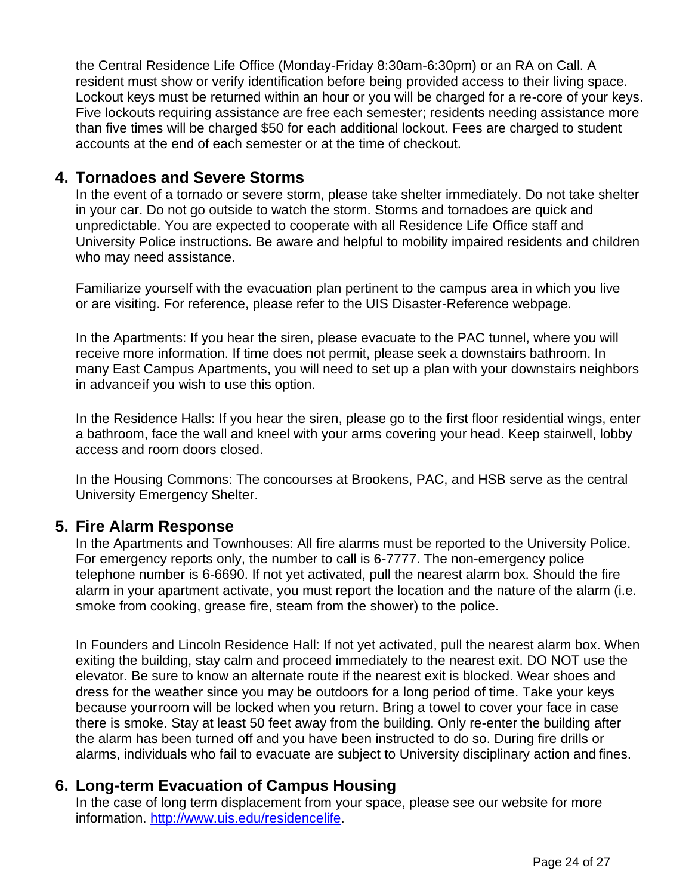the Central Residence Life Office (Monday-Friday 8:30am-6:30pm) or an RA on Call. A resident must show or verify identification before being provided access to their living space. Lockout keys must be returned within an hour or you will be charged for a re-core of your keys. Five lockouts requiring assistance are free each semester; residents needing assistance more than five times will be charged $50 for each additional lockout. Fees are charged to student accounts at the end of each semester or at the time of checkout.

## 4. Tornadoes and Severe Storms

In the event of a tornado or severe storm, please take shelter immediately. Do not take shelter in your car. Do not go outside to watch the storm. Storms and tornadoes are quick and unpredictable. You are expected to cooperate with all Residence Life Office staff and University Police instructions. Be aware and helpful to mobility impaired residents and children who may need assistance.

Familiarize yourself with the evacuation plan pertinent to the campus area in which you live or are visiting. For reference, please refer to the UIS Disaster-Reference webpage.

In the Apartments: If you hear the siren, please evacuate to the PAC tunnel, where you will receive more information. If time does not permit, please seek a downstairs bathroom. In many East Campus Apartments, you will need to set up a plan with your downstairs neighbors in advance if you wish to use this option.

In the Residence Halls: If you hear the siren, please go to the first floor residential wings, enter a bathroom, face the wall and kneel with your arms covering your head. Keep stairwell, lobby access and room doors closed.

In the Housing Commons: The concourses at Brookens, PAC, and HSB serve as the central University Emergency Shelter.

## 5. Fire Alarm Response

In the Apartments and Townhouses: All fire alarms must be reported to the University Police. For emergency reports only, the number to call is 6-7777. The non-emergency police telephone number is 6-6690. If not yet activated, pull the nearest alarm box. Should the fire alarm in your apartment activate, you must report the location and the nature of the alarm (i.e. smoke from cooking, grease fire, steam from the shower) to the police.

In Founders and Lincoln Residence Hall: If not yet activated, pull the nearest alarm box. When exiting the building, stay calm and proceed immediately to the nearest exit. DO NOT use the elevator. Be sure to know an alternate route if the nearest exit is blocked. Wear shoes and dress for the weather since you may be outdoors for a long period of time. Take your keys because your room will be locked when you return. Bring a towel to cover your face in case there is smoke. Stay at least 50 feet away from the building. Only re-enter the building after the alarm has been turned off and you have been instructed to do so. During fire drills or alarms, individuals who fail to evacuate are subject to University disciplinary action and fines.

## 6. Long-term Evacuation of Campus Housing

In the case of long term displacement from your space, please see our website for more information. [http://www.uis.edu/residencelife](http://www.uis.edu/residencelife).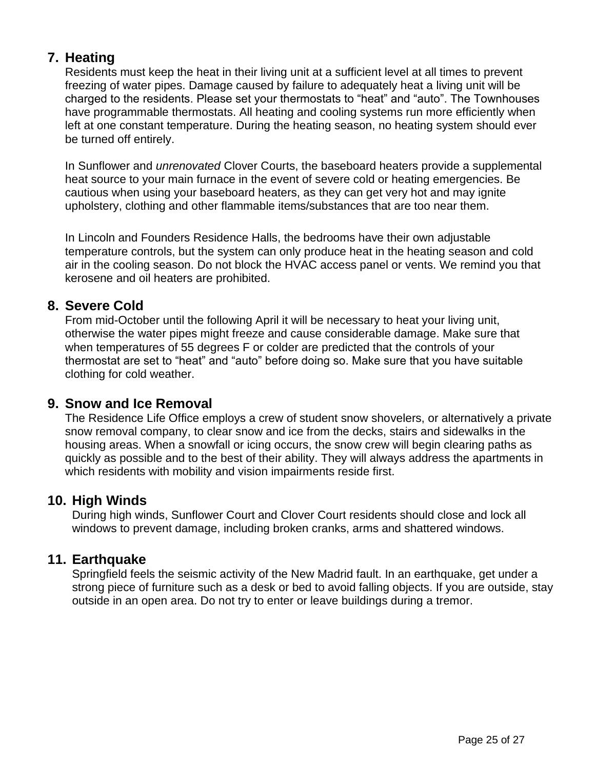## 7. Heading

Residents must keep the heat in their living unit at a sufficient level at all times to prevent freezing of water pipes. Damage caused by failure to adequately heat a living unit will be charged to the residents. Please set your thermostats to "heat" and "auto". The Townhouses have programmable thermostats. All heating and cooling systems run more efficiently when left at one constant temperature. During the heating season, no heating system should ever be turned off entirely.

In Sunflower and *unrenovated* Clover Courts, the baseboard heaters provide a supplemental heat source to your main furnace in the event of severe cold or heating emergencies. Be cautious when using your baseboard heaters, as they can get very hot and may ignite upholstery, clothing and other flammable items/substances that are too near them.

In Lincoln and Founders Residence Halls, the bedrooms have their own adjustable temperature controls, but the system can only produce heat in the heating season and cold air in the cooling season. Do not block the HVAC access panel or vents. We remind you that kerosene and oil heaters are prohibited.

## 8. Severe Cold

From mid-October until the following April it will be necessary to heat your living unit, otherwise the water pipes might freeze and cause considerable damage. Make sure that when temperatures of 55 degrees F or colder are predicted that the controls of your thermostat are set to "heat" and "auto" before doing so. Make sure that you have suitable clothing for cold weather.

## 9. Snow and Ice Removal

The Residence Life Office employs a crew of student snow shovelers, or alternatively a private snow removal company, to clear snow and ice from the decks, stairs and sidewalks in the housing areas. When a snowfall or icing occurs, the snow crew will begin clearing paths as quickly as possible and to the best of their ability. They will always address the apartments in which residents with mobility and vision impairments reside first.

## 10. High Winds

During high winds, Sunflower Court and Clover Court residents should close and lock all windows to prevent damage, including broken cranks, arms and shattered windows.

## 11. Earthquake

Springfield feels the seismic activity of the New Madrid fault. In an earthquake, get under a strong piece of furniture such as a desk or bed to avoid falling objects. If you are outside, stay outside in an open area. Do not try to enter or leave buildings during a tremor.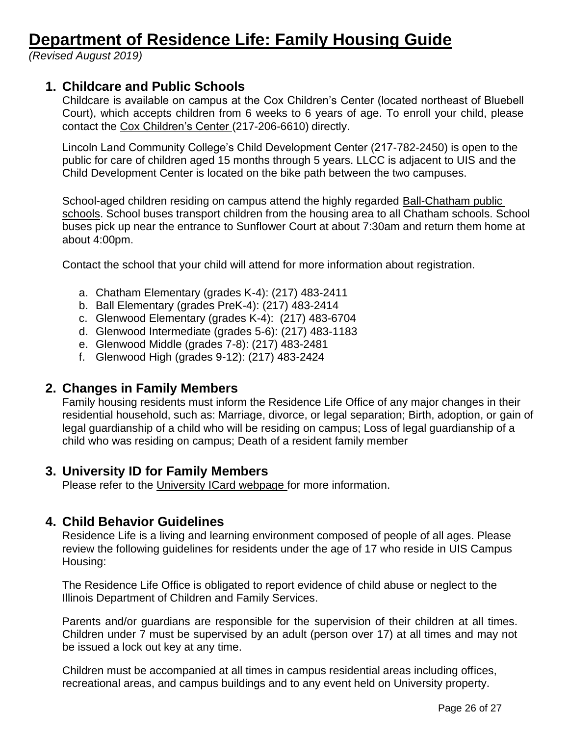# Department of Residence Life: Family Housing Guide

*(Revised August 2019)*

## 1. Childcare and Public Schools

Childcare is available on campus at the Cox Children's Center (located northeast of Bluebell Court), which accepts children from 6 weeks to 6 years of age. To enroll your child, please contact the Cox Children's Center (217-206-6610) directly.

Lincoln Land Community College's Child Development Center (217-782-2450) is open to the public for care of children aged 15 months through 5 years. LLCC is adjacent to UIS and the Child Development Center is located on the bike path between the two campuses.

School-aged children residing on campus attend the highly regarded Ball-Chatham public schools. School buses transport children from the housing area to all Chatham schools. School buses pick up near the entrance to Sunflower Court at about 7:30am and return them home at about 4:00pm.

Contact the school that your child will attend for more information about registration.

a. Chatham Elementary (grades K-4): (217) 483-2411
b. Ball Elementary (grades PreK-4): (217) 483-2414
c. Glenwood Elementary (grades K-4): (217) 483-6704
d. Glenwood Intermediate (grades 5-6): (217) 483-1183
e. Glenwood Middle (grades 7-8): (217) 483-2481
f. Glenwood High (grades 9-12): (217) 483-2424

## 2. Changes in Family Members

Family housing residents must inform the Residence Life Office of any major changes in their residential household, such as: Marriage, divorce, or legal separation; Birth, adoption, or gain of legal guardianship of a child who will be residing on campus; Loss of legal guardianship of a child who was residing on campus; Death of a resident family member

## 3. University ID for Family Members

Please refer to the University ICard webpage for more information.

## 4. Child Behavior Guidelines

Residence Life is a living and learning environment composed of people of all ages. Please review the following guidelines for residents under the age of 17 who reside in UIS Campus Housing:

The Residence Life Office is obligated to report evidence of child abuse or neglect to the Illinois Department of Children and Family Services.

Parents and/or guardians are responsible for the supervision of their children at all times. Children under 7 must be supervised by an adult (person over 17) at all times and may not be issued a lock out key at any time.

Children must be accompanied at all times in campus residential areas including offices, recreational areas, and campus buildings and to any event held on University property.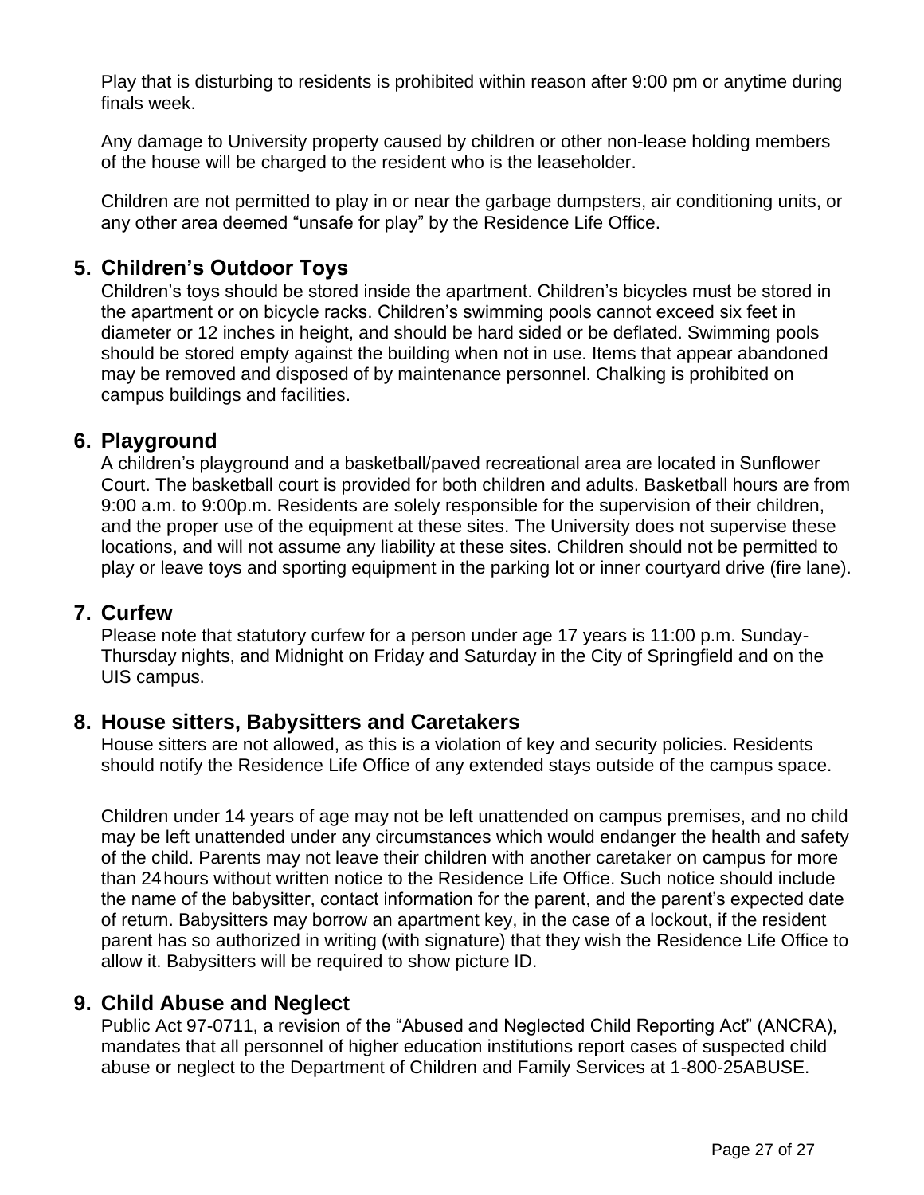Play that is disturbing to residents is prohibited within reason after 9:00 pm or anytime during finals week.

Any damage to University property caused by children or other non-lease holding members of the house will be charged to the resident who is the leaseholder.

Children are not permitted to play in or near the garbage dumpsters, air conditioning units, or any other area deemed “unsafe for play” by the Residence Life Office.

## 5. Children’s Outdoor Toys

Children’s toys should be stored inside the apartment. Children’s bicycles must be stored in the apartment or on bicycle racks. Children’s swimming pools cannot exceed six feet in diameter or 12 inches in height, and should be hard sided or be deflated. Swimming pools should be stored empty against the building when not in use. Items that appear abandoned may be removed and disposed of by maintenance personnel. Chalking is prohibited on campus buildings and facilities.

## 6. Playground

A children’s playground and a basketball/paved recreational area are located in Sunflower Court. The basketball court is provided for both children and adults. Basketball hours are from 9:00 a.m. to 9:00p.m. Residents are solely responsible for the supervision of their children, and the proper use of the equipment at these sites. The University does not supervise these locations, and will not assume any liability at these sites. Children should not be permitted to play or leave toys and sporting equipment in the parking lot or inner courtyard drive (fire lane).

## 7. Curfew

Please note that statutory curfew for a person under age 17 years is 11:00 p.m. Sunday-Thursday nights, and Midnight on Friday and Saturday in the City of Springfield and on the UIS campus.

## 8. House sitters, Babysitters and Caretakers

House sitters are not allowed, as this is a violation of key and security policies. Residents should notify the Residence Life Office of any extended stays outside of the campus space.

Children under 14 years of age may not be left unattended on campus premises, and no child may be left unattended under any circumstances which would endanger the health and safety of the child. Parents may not leave their children with another caretaker on campus for more than 24 hours without written notice to the Residence Life Office. Such notice should include the name of the babysitter, contact information for the parent, and the parent’s expected date of return. Babysitters may borrow an apartment key, in the case of a lockout, if the resident parent has so authorized in writing (with signature) that they wish the Residence Life Office to allow it. Babysitters will be required to show picture ID.

## 9. Child Abuse and Neglect

Public Act 97-0711, a revision of the “Abused and Neglected Child Reporting Act” (ANCRA), mandates that all personnel of higher education institutions report cases of suspected child abuse or neglect to the Department of Children and Family Services at 1-800-25ABUSE.